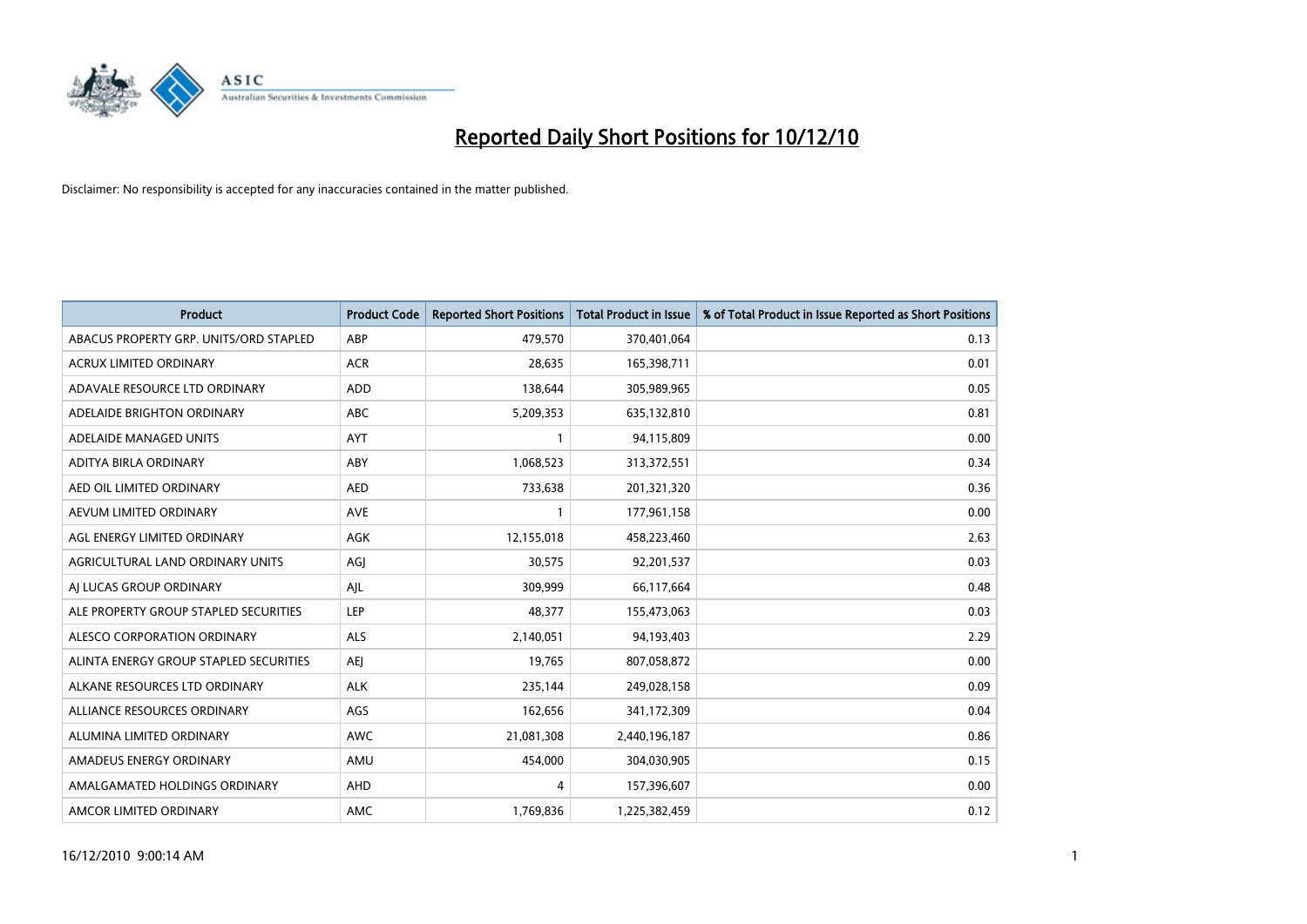# Reported Daily Short Positions for 10/12/10

Disclaimer: No responsibility is accepted for any inaccuracies contained in the matter published.

| Product | Product Code | Reported Short Positions | Total Product in Issue | % of Total Product in Issue Reported as Short Positions |
|---|---|---|---|---|
| ABACUS PROPERTY GRP. UNITS/ORD STAPLED | ABP | 479,570 | 370,401,064 | 0.13 |
| ACRUX LIMITED ORDINARY | ACR | 28,635 | 165,398,711 | 0.01 |
| ADAVALE RESOURCE LTD ORDINARY | ADD | 138,644 | 305,989,965 | 0.05 |
| ADELAIDE BRIGHTON ORDINARY | ABC | 5,209,353 | 635,132,810 | 0.81 |
| ADELAIDE MANAGED UNITS | AYT | 1 | 94,115,809 | 0.00 |
| ADITYA BIRLA ORDINARY | ABY | 1,068,523 | 313,372,551 | 0.34 |
| AED OIL LIMITED ORDINARY | AED | 733,638 | 201,321,320 | 0.36 |
| AEVUM LIMITED ORDINARY | AVE | 1 | 177,961,158 | 0.00 |
| AGL ENERGY LIMITED ORDINARY | AGK | 12,155,018 | 458,223,460 | 2.63 |
| AGRICULTURAL LAND ORDINARY UNITS | AGJ | 30,575 | 92,201,537 | 0.03 |
| AJ LUCAS GROUP ORDINARY | AJL | 309,999 | 66,117,664 | 0.48 |
| ALE PROPERTY GROUP STAPLED SECURITIES | LEP | 48,377 | 155,473,063 | 0.03 |
| ALESCO CORPORATION ORDINARY | ALS | 2,140,051 | 94,193,403 | 2.29 |
| ALINTA ENERGY GROUP STAPLED SECURITIES | AEJ | 19,765 | 807,058,872 | 0.00 |
| ALKANE RESOURCES LTD ORDINARY | ALK | 235,144 | 249,028,158 | 0.09 |
| ALLIANCE RESOURCES ORDINARY | AGS | 162,656 | 341,172,309 | 0.04 |
| ALUMINA LIMITED ORDINARY | AWC | 21,081,308 | 2,440,196,187 | 0.86 |
| AMADEUS ENERGY ORDINARY | AMU | 454,000 | 304,030,905 | 0.15 |
| AMALGAMATED HOLDINGS ORDINARY | AHD | 4 | 157,396,607 | 0.00 |
| AMCOR LIMITED ORDINARY | AMC | 1,769,836 | 1,225,382,459 | 0.12 |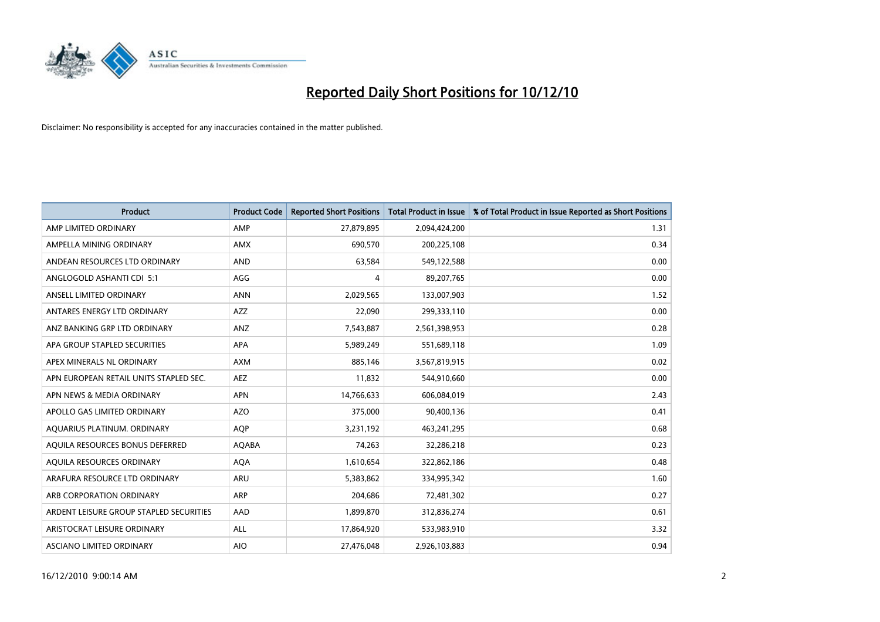# Reported Daily Short Positions for 10/12/10

Disclaimer: No responsibility is accepted for any inaccuracies contained in the matter published.

| Product | Product Code | Reported Short Positions | Total Product in Issue | % of Total Product in Issue Reported as Short Positions |
|---|---|---|---|---|
| AMP LIMITED ORDINARY | AMP | 27,879,895 | 2,094,424,200 | 1.31 |
| AMPELLA MINING ORDINARY | AMX | 690,570 | 200,225,108 | 0.34 |
| ANDEAN RESOURCES LTD ORDINARY | AND | 63,584 | 549,122,588 | 0.00 |
| ANGLOGOLD ASHANTI CDI 5:1 | AGG | 4 | 89,207,765 | 0.00 |
| ANSELL LIMITED ORDINARY | ANN | 2,029,565 | 133,007,903 | 1.52 |
| ANTARES ENERGY LTD ORDINARY | AZZ | 22,090 | 299,333,110 | 0.00 |
| ANZ BANKING GRP LTD ORDINARY | ANZ | 7,543,887 | 2,561,398,953 | 0.28 |
| APA GROUP STAPLED SECURITIES | APA | 5,989,249 | 551,689,118 | 1.09 |
| APEX MINERALS NL ORDINARY | AXM | 885,146 | 3,567,819,915 | 0.02 |
| APN EUROPEAN RETAIL UNITS STAPLED SEC. | AEZ | 11,832 | 544,910,660 | 0.00 |
| APN NEWS & MEDIA ORDINARY | APN | 14,766,633 | 606,084,019 | 2.43 |
| APOLLO GAS LIMITED ORDINARY | AZO | 375,000 | 90,400,136 | 0.41 |
| AQUARIUS PLATINUM. ORDINARY | AQP | 3,231,192 | 463,241,295 | 0.68 |
| AQUILA RESOURCES BONUS DEFERRED | AQABA | 74,263 | 32,286,218 | 0.23 |
| AQUILA RESOURCES ORDINARY | AQA | 1,610,654 | 322,862,186 | 0.48 |
| ARAFURA RESOURCE LTD ORDINARY | ARU | 5,383,862 | 334,995,342 | 1.60 |
| ARB CORPORATION ORDINARY | ARP | 204,686 | 72,481,302 | 0.27 |
| ARDENT LEISURE GROUP STAPLED SECURITIES | AAD | 1,899,870 | 312,836,274 | 0.61 |
| ARISTOCRAT LEISURE ORDINARY | ALL | 17,864,920 | 533,983,910 | 3.32 |
| ASCIANO LIMITED ORDINARY | AIO | 27,476,048 | 2,926,103,883 | 0.94 |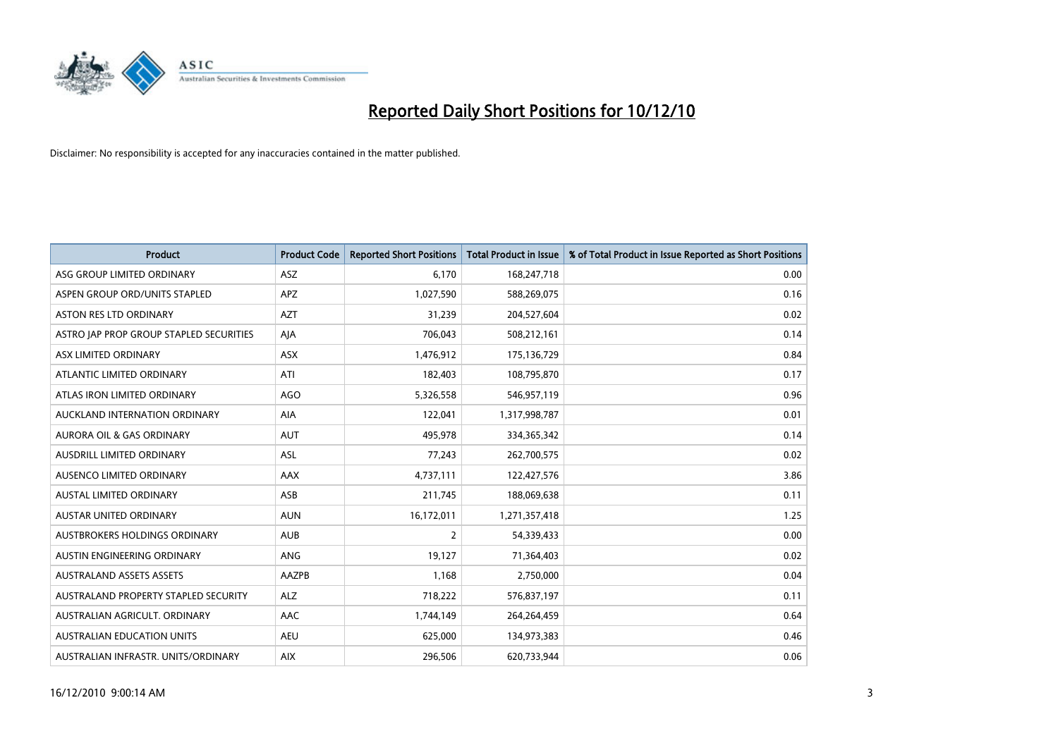# Reported Daily Short Positions for 10/12/10

Disclaimer: No responsibility is accepted for any inaccuracies contained in the matter published.

| Product | Product Code | Reported Short Positions | Total Product in Issue | % of Total Product in Issue Reported as Short Positions |
|---|---|---|---|---|
| ASG GROUP LIMITED ORDINARY | ASZ | 6,170 | 168,247,718 | 0.00 |
| ASPEN GROUP ORD/UNITS STAPLED | APZ | 1,027,590 | 588,269,075 | 0.16 |
| ASTON RES LTD ORDINARY | AZT | 31,239 | 204,527,604 | 0.02 |
| ASTRO JAP PROP GROUP STAPLED SECURITIES | AJA | 706,043 | 508,212,161 | 0.14 |
| ASX LIMITED ORDINARY | ASX | 1,476,912 | 175,136,729 | 0.84 |
| ATLANTIC LIMITED ORDINARY | ATI | 182,403 | 108,795,870 | 0.17 |
| ATLAS IRON LIMITED ORDINARY | AGO | 5,326,558 | 546,957,119 | 0.96 |
| AUCKLAND INTERNATION ORDINARY | AIA | 122,041 | 1,317,998,787 | 0.01 |
| AURORA OIL & GAS ORDINARY | AUT | 495,978 | 334,365,342 | 0.14 |
| AUSDRILL LIMITED ORDINARY | ASL | 77,243 | 262,700,575 | 0.02 |
| AUSENCO LIMITED ORDINARY | AAX | 4,737,111 | 122,427,576 | 3.86 |
| AUSTAL LIMITED ORDINARY | ASB | 211,745 | 188,069,638 | 0.11 |
| AUSTAR UNITED ORDINARY | AUN | 16,172,011 | 1,271,357,418 | 1.25 |
| AUSTBROKERS HOLDINGS ORDINARY | AUB | 2 | 54,339,433 | 0.00 |
| AUSTIN ENGINEERING ORDINARY | ANG | 19,127 | 71,364,403 | 0.02 |
| AUSTRALAND ASSETS ASSETS | AAZPB | 1,168 | 2,750,000 | 0.04 |
| AUSTRALAND PROPERTY STAPLED SECURITY | ALZ | 718,222 | 576,837,197 | 0.11 |
| AUSTRALIAN AGRICULT. ORDINARY | AAC | 1,744,149 | 264,264,459 | 0.64 |
| AUSTRALIAN EDUCATION UNITS | AEU | 625,000 | 134,973,383 | 0.46 |
| AUSTRALIAN INFRASTR. UNITS/ORDINARY | AIX | 296,506 | 620,733,944 | 0.06 |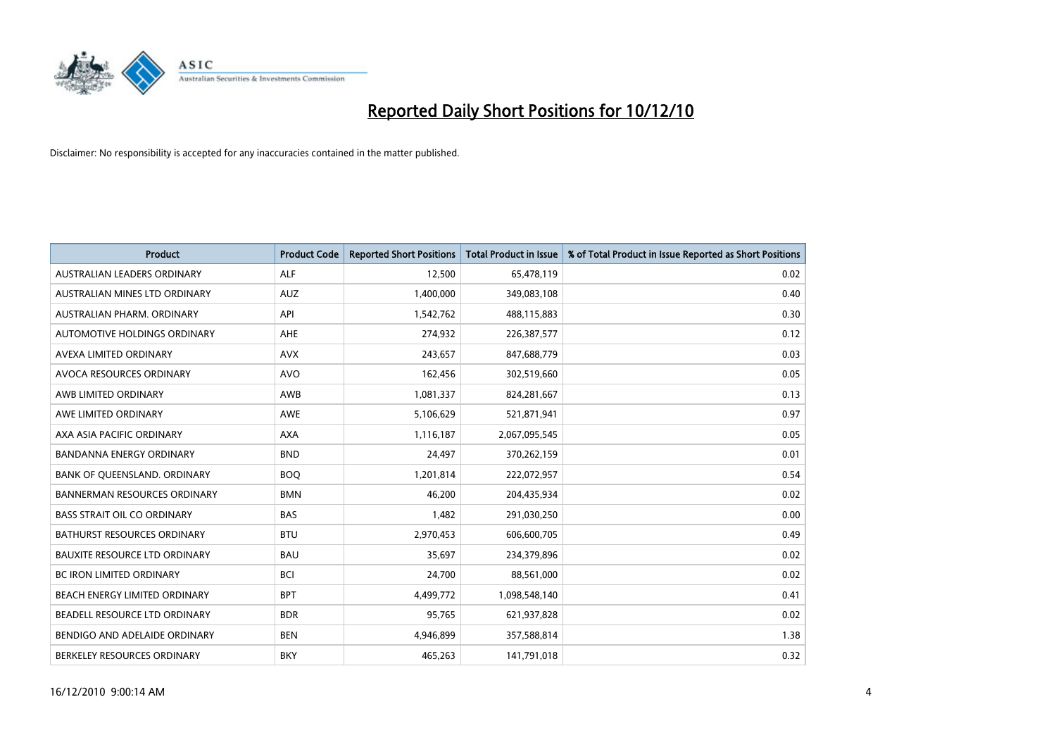# Reported Daily Short Positions for 10/12/10

Disclaimer: No responsibility is accepted for any inaccuracies contained in the matter published.

| Product | Product Code | Reported Short Positions | Total Product in Issue | % of Total Product in Issue Reported as Short Positions |
|---|---|---|---|---|
| AUSTRALIAN LEADERS ORDINARY | ALF | 12,500 | 65,478,119 | 0.02 |
| AUSTRALIAN MINES LTD ORDINARY | AUZ | 1,400,000 | 349,083,108 | 0.40 |
| AUSTRALIAN PHARM. ORDINARY | API | 1,542,762 | 488,115,883 | 0.30 |
| AUTOMOTIVE HOLDINGS ORDINARY | AHE | 274,932 | 226,387,577 | 0.12 |
| AVEXA LIMITED ORDINARY | AVX | 243,657 | 847,688,779 | 0.03 |
| AVOCA RESOURCES ORDINARY | AVO | 162,456 | 302,519,660 | 0.05 |
| AWB LIMITED ORDINARY | AWB | 1,081,337 | 824,281,667 | 0.13 |
| AWE LIMITED ORDINARY | AWE | 5,106,629 | 521,871,941 | 0.97 |
| AXA ASIA PACIFIC ORDINARY | AXA | 1,116,187 | 2,067,095,545 | 0.05 |
| BANDANNA ENERGY ORDINARY | BND | 24,497 | 370,262,159 | 0.01 |
| BANK OF QUEENSLAND. ORDINARY | BOQ | 1,201,814 | 222,072,957 | 0.54 |
| BANNERMAN RESOURCES ORDINARY | BMN | 46,200 | 204,435,934 | 0.02 |
| BASS STRAIT OIL CO ORDINARY | BAS | 1,482 | 291,030,250 | 0.00 |
| BATHURST RESOURCES ORDINARY | BTU | 2,970,453 | 606,600,705 | 0.49 |
| BAUXITE RESOURCE LTD ORDINARY | BAU | 35,697 | 234,379,896 | 0.02 |
| BC IRON LIMITED ORDINARY | BCI | 24,700 | 88,561,000 | 0.02 |
| BEACH ENERGY LIMITED ORDINARY | BPT | 4,499,772 | 1,098,548,140 | 0.41 |
| BEADELL RESOURCE LTD ORDINARY | BDR | 95,765 | 621,937,828 | 0.02 |
| BENDIGO AND ADELAIDE ORDINARY | BEN | 4,946,899 | 357,588,814 | 1.38 |
| BERKELEY RESOURCES ORDINARY | BKY | 465,263 | 141,791,018 | 0.32 |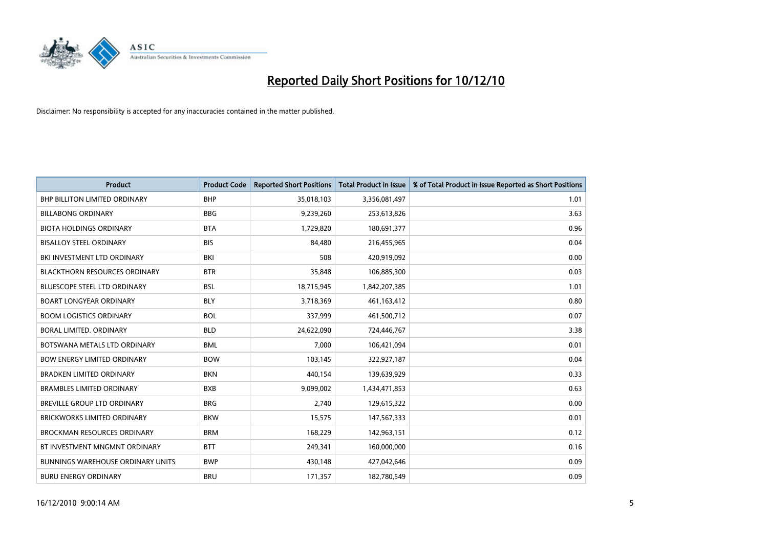# Reported Daily Short Positions for 10/12/10

Disclaimer: No responsibility is accepted for any inaccuracies contained in the matter published.

| Product | Product Code | Reported Short Positions | Total Product in Issue | % of Total Product in Issue Reported as Short Positions |
|---|---|---|---|---|
| BHP BILLITON LIMITED ORDINARY | BHP | 35,018,103 | 3,356,081,497 | 1.01 |
| BILLABONG ORDINARY | BBG | 9,239,260 | 253,613,826 | 3.63 |
| BIOTA HOLDINGS ORDINARY | BTA | 1,729,820 | 180,691,377 | 0.96 |
| BISALLOY STEEL ORDINARY | BIS | 84,480 | 216,455,965 | 0.04 |
| BKI INVESTMENT LTD ORDINARY | BKI | 508 | 420,919,092 | 0.00 |
| BLACKTHORN RESOURCES ORDINARY | BTR | 35,848 | 106,885,300 | 0.03 |
| BLUESCOPE STEEL LTD ORDINARY | BSL | 18,715,945 | 1,842,207,385 | 1.01 |
| BOART LONGYEAR ORDINARY | BLY | 3,718,369 | 461,163,412 | 0.80 |
| BOOM LOGISTICS ORDINARY | BOL | 337,999 | 461,500,712 | 0.07 |
| BORAL LIMITED. ORDINARY | BLD | 24,622,090 | 724,446,767 | 3.38 |
| BOTSWANA METALS LTD ORDINARY | BML | 7,000 | 106,421,094 | 0.01 |
| BOW ENERGY LIMITED ORDINARY | BOW | 103,145 | 322,927,187 | 0.04 |
| BRADKEN LIMITED ORDINARY | BKN | 440,154 | 139,639,929 | 0.33 |
| BRAMBLES LIMITED ORDINARY | BXB | 9,099,002 | 1,434,471,853 | 0.63 |
| BREVILLE GROUP LTD ORDINARY | BRG | 2,740 | 129,615,322 | 0.00 |
| BRICKWORKS LIMITED ORDINARY | BKW | 15,575 | 147,567,333 | 0.01 |
| BROCKMAN RESOURCES ORDINARY | BRM | 168,229 | 142,963,151 | 0.12 |
| BT INVESTMENT MNGMNT ORDINARY | BTT | 249,341 | 160,000,000 | 0.16 |
| BUNNINGS WAREHOUSE ORDINARY UNITS | BWP | 430,148 | 427,042,646 | 0.09 |
| BURU ENERGY ORDINARY | BRU | 171,357 | 182,780,549 | 0.09 |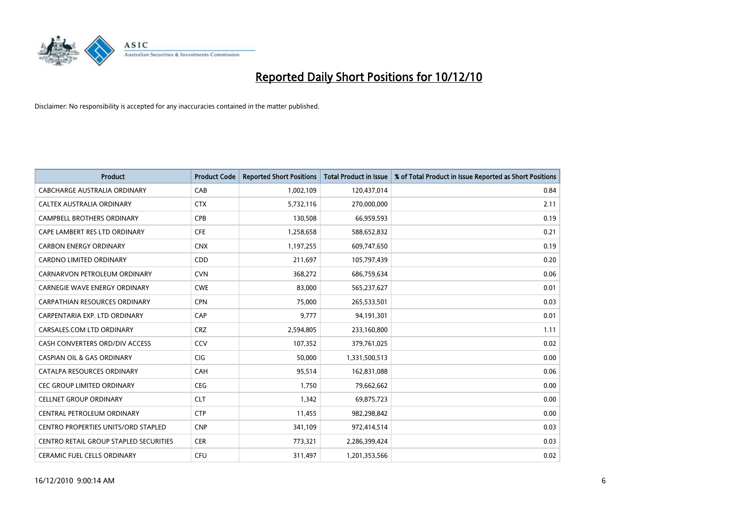# Reported Daily Short Positions for 10/12/10

Disclaimer: No responsibility is accepted for any inaccuracies contained in the matter published.

| Product | Product Code | Reported Short Positions | Total Product in Issue | % of Total Product in Issue Reported as Short Positions |
|---|---|---|---|---|
| CABCHARGE AUSTRALIA ORDINARY | CAB | 1,002,109 | 120,437,014 | 0.84 |
| CALTEX AUSTRALIA ORDINARY | CTX | 5,732,116 | 270,000,000 | 2.11 |
| CAMPBELL BROTHERS ORDINARY | CPB | 130,508 | 66,959,593 | 0.19 |
| CAPE LAMBERT RES LTD ORDINARY | CFE | 1,258,658 | 588,652,832 | 0.21 |
| CARBON ENERGY ORDINARY | CNX | 1,197,255 | 609,747,650 | 0.19 |
| CARDNO LIMITED ORDINARY | CDD | 211,697 | 105,797,439 | 0.20 |
| CARNARVON PETROLEUM ORDINARY | CVN | 368,272 | 686,759,634 | 0.06 |
| CARNEGIE WAVE ENERGY ORDINARY | CWE | 83,000 | 565,237,627 | 0.01 |
| CARPATHIAN RESOURCES ORDINARY | CPN | 75,000 | 265,533,501 | 0.03 |
| CARPENTARIA EXP. LTD ORDINARY | CAP | 9,777 | 94,191,301 | 0.01 |
| CARSALES.COM LTD ORDINARY | CRZ | 2,594,805 | 233,160,800 | 1.11 |
| CASH CONVERTERS ORD/DIV ACCESS | CCV | 107,352 | 379,761,025 | 0.02 |
| CASPIAN OIL & GAS ORDINARY | CIG | 50,000 | 1,331,500,513 | 0.00 |
| CATALPA RESOURCES ORDINARY | CAH | 95,514 | 162,831,088 | 0.06 |
| CEC GROUP LIMITED ORDINARY | CEG | 1,750 | 79,662,662 | 0.00 |
| CELLNET GROUP ORDINARY | CLT | 1,342 | 69,875,723 | 0.00 |
| CENTRAL PETROLEUM ORDINARY | CTP | 11,455 | 982,298,842 | 0.00 |
| CENTRO PROPERTIES UNITS/ORD STAPLED | CNP | 341,109 | 972,414,514 | 0.03 |
| CENTRO RETAIL GROUP STAPLED SECURITIES | CER | 773,321 | 2,286,399,424 | 0.03 |
| CERAMIC FUEL CELLS ORDINARY | CFU | 311,497 | 1,201,353,566 | 0.02 |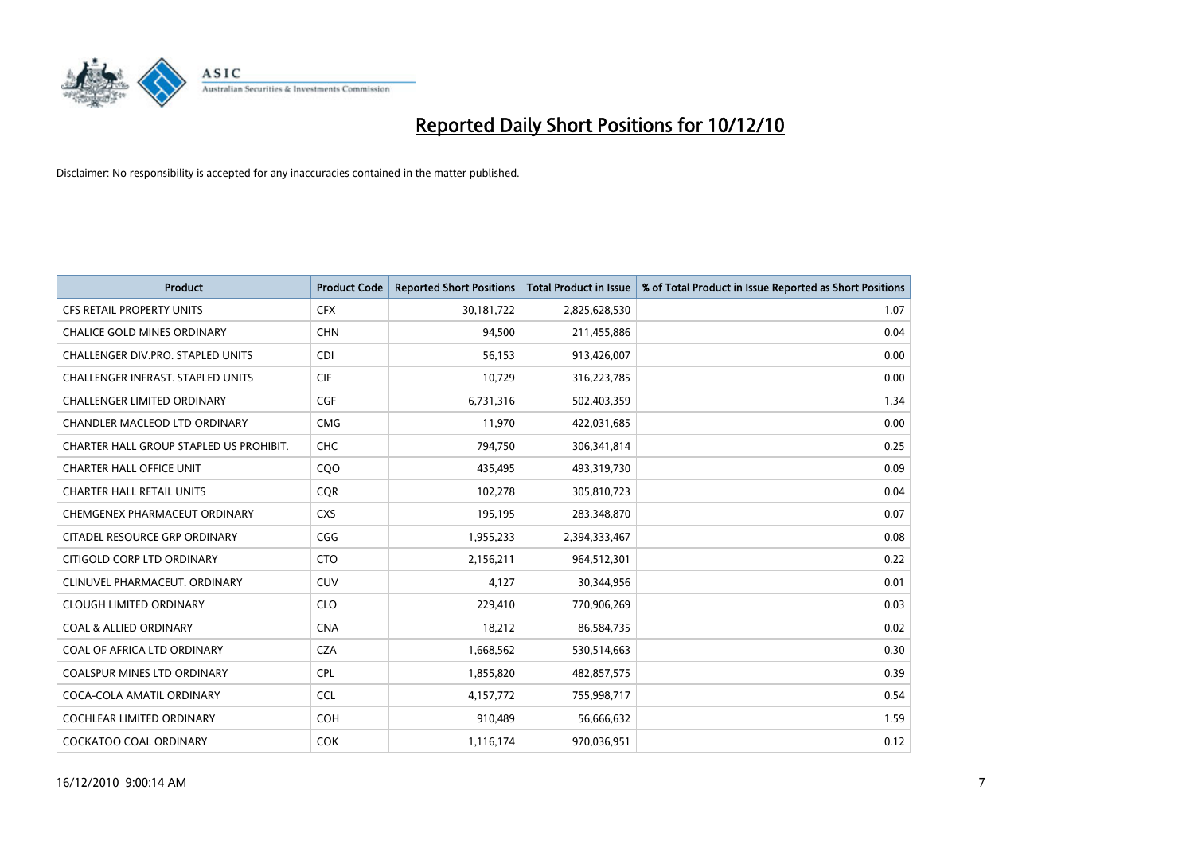# Reported Daily Short Positions for 10/12/10

Disclaimer: No responsibility is accepted for any inaccuracies contained in the matter published.

| Product | Product Code | Reported Short Positions | Total Product in Issue | % of Total Product in Issue Reported as Short Positions |
|---|---|---|---|---|
| CFS RETAIL PROPERTY UNITS | CFX | 30,181,722 | 2,825,628,530 | 1.07 |
| CHALICE GOLD MINES ORDINARY | CHN | 94,500 | 211,455,886 | 0.04 |
| CHALLENGER DIV.PRO. STAPLED UNITS | CDI | 56,153 | 913,426,007 | 0.00 |
| CHALLENGER INFRAST. STAPLED UNITS | CIF | 10,729 | 316,223,785 | 0.00 |
| CHALLENGER LIMITED ORDINARY | CGF | 6,731,316 | 502,403,359 | 1.34 |
| CHANDLER MACLEOD LTD ORDINARY | CMG | 11,970 | 422,031,685 | 0.00 |
| CHARTER HALL GROUP STAPLED US PROHIBIT. | CHC | 794,750 | 306,341,814 | 0.25 |
| CHARTER HALL OFFICE UNIT | CQO | 435,495 | 493,319,730 | 0.09 |
| CHARTER HALL RETAIL UNITS | CQR | 102,278 | 305,810,723 | 0.04 |
| CHEMGENEX PHARMACEUT ORDINARY | CXS | 195,195 | 283,348,870 | 0.07 |
| CITADEL RESOURCE GRP ORDINARY | CGG | 1,955,233 | 2,394,333,467 | 0.08 |
| CITIGOLD CORP LTD ORDINARY | CTO | 2,156,211 | 964,512,301 | 0.22 |
| CLINUVEL PHARMACEUT. ORDINARY | CUV | 4,127 | 30,344,956 | 0.01 |
| CLOUGH LIMITED ORDINARY | CLO | 229,410 | 770,906,269 | 0.03 |
| COAL & ALLIED ORDINARY | CNA | 18,212 | 86,584,735 | 0.02 |
| COAL OF AFRICA LTD ORDINARY | CZA | 1,668,562 | 530,514,663 | 0.30 |
| COALSPUR MINES LTD ORDINARY | CPL | 1,855,820 | 482,857,575 | 0.39 |
| COCA-COLA AMATIL ORDINARY | CCL | 4,157,772 | 755,998,717 | 0.54 |
| COCHLEAR LIMITED ORDINARY | COH | 910,489 | 56,666,632 | 1.59 |
| COCKATOO COAL ORDINARY | COK | 1,116,174 | 970,036,951 | 0.12 |

16/12/2010 9:00:14 AM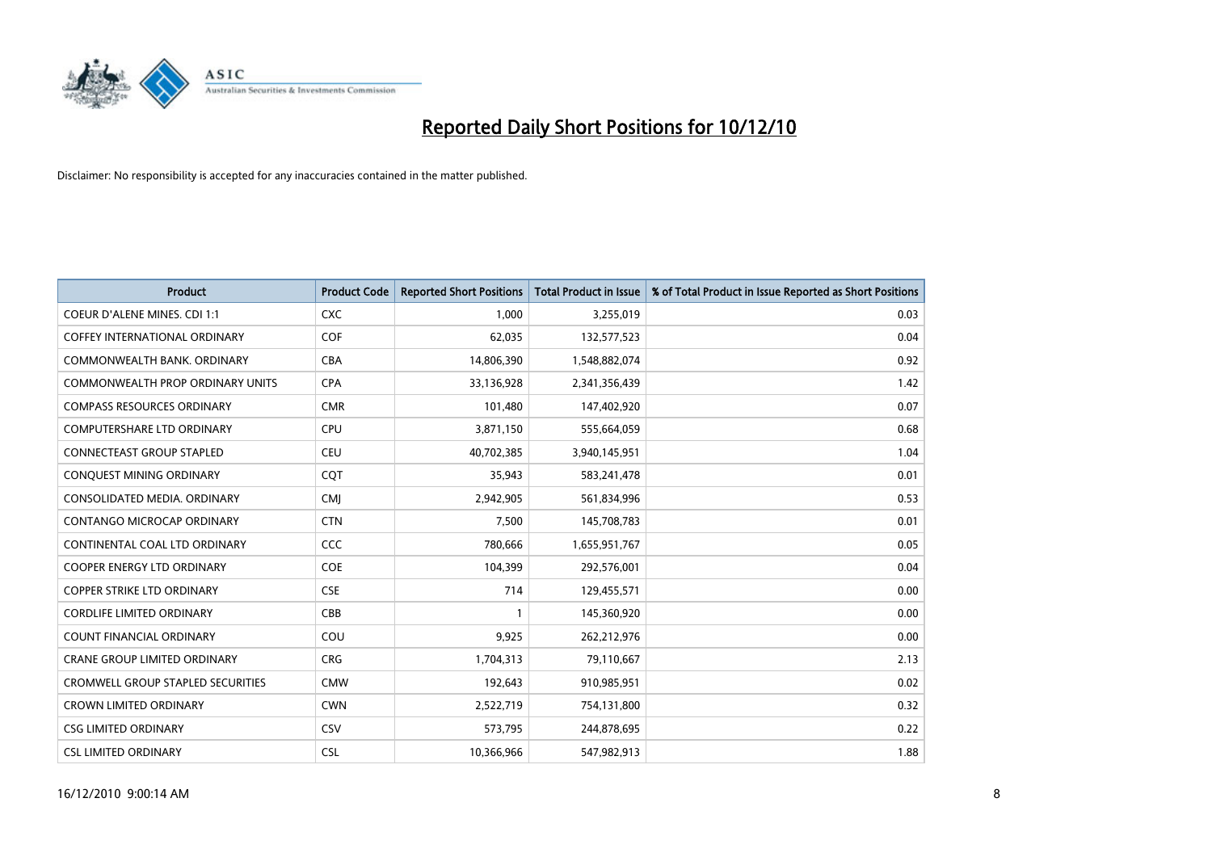# Reported Daily Short Positions for 10/12/10

Disclaimer: No responsibility is accepted for any inaccuracies contained in the matter published.

| Product | Product Code | Reported Short Positions | Total Product in Issue | % of Total Product in Issue Reported as Short Positions |
|---|---|---|---|---|
| COEUR D'ALENE MINES. CDI 1:1 | CXC | 1,000 | 3,255,019 | 0.03 |
| COFFEY INTERNATIONAL ORDINARY | COF | 62,035 | 132,577,523 | 0.04 |
| COMMONWEALTH BANK. ORDINARY | CBA | 14,806,390 | 1,548,882,074 | 0.92 |
| COMMONWEALTH PROP ORDINARY UNITS | CPA | 33,136,928 | 2,341,356,439 | 1.42 |
| COMPASS RESOURCES ORDINARY | CMR | 101,480 | 147,402,920 | 0.07 |
| COMPUTERSHARE LTD ORDINARY | CPU | 3,871,150 | 555,664,059 | 0.68 |
| CONNECTEAST GROUP STAPLED | CEU | 40,702,385 | 3,940,145,951 | 1.04 |
| CONQUEST MINING ORDINARY | CQT | 35,943 | 583,241,478 | 0.01 |
| CONSOLIDATED MEDIA. ORDINARY | CMJ | 2,942,905 | 561,834,996 | 0.53 |
| CONTANGO MICROCAP ORDINARY | CTN | 7,500 | 145,708,783 | 0.01 |
| CONTINENTAL COAL LTD ORDINARY | CCC | 780,666 | 1,655,951,767 | 0.05 |
| COOPER ENERGY LTD ORDINARY | COE | 104,399 | 292,576,001 | 0.04 |
| COPPER STRIKE LTD ORDINARY | CSE | 714 | 129,455,571 | 0.00 |
| CORDLIFE LIMITED ORDINARY | CBB | 1 | 145,360,920 | 0.00 |
| COUNT FINANCIAL ORDINARY | COU | 9,925 | 262,212,976 | 0.00 |
| CRANE GROUP LIMITED ORDINARY | CRG | 1,704,313 | 79,110,667 | 2.13 |
| CROMWELL GROUP STAPLED SECURITIES | CMW | 192,643 | 910,985,951 | 0.02 |
| CROWN LIMITED ORDINARY | CWN | 2,522,719 | 754,131,800 | 0.32 |
| CSG LIMITED ORDINARY | CSV | 573,795 | 244,878,695 | 0.22 |
| CSL LIMITED ORDINARY | CSL | 10,366,966 | 547,982,913 | 1.88 |

16/12/2010 9:00:14 AM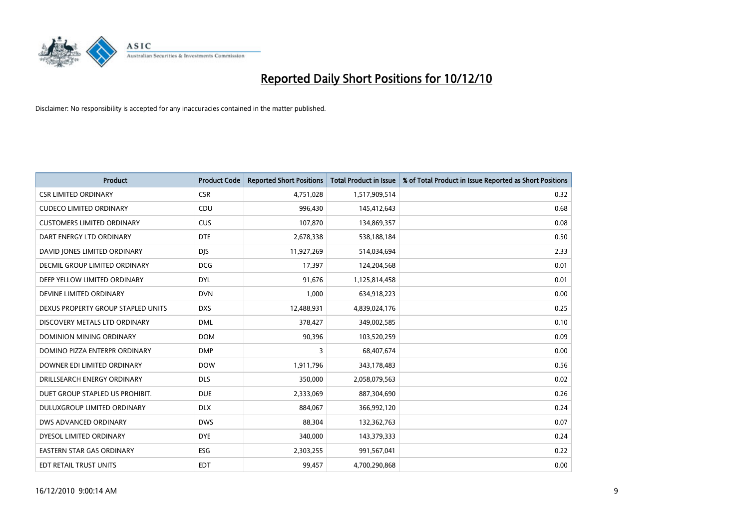# Reported Daily Short Positions for 10/12/10

Disclaimer: No responsibility is accepted for any inaccuracies contained in the matter published.

| Product | Product Code | Reported Short Positions | Total Product in Issue | % of Total Product in Issue Reported as Short Positions |
| --- | --- | --- | --- | --- |
| CSR LIMITED ORDINARY | CSR | 4,751,028 | 1,517,909,514 | 0.32 |
| CUDECO LIMITED ORDINARY | CDU | 996,430 | 145,412,643 | 0.68 |
| CUSTOMERS LIMITED ORDINARY | CUS | 107,870 | 134,869,357 | 0.08 |
| DART ENERGY LTD ORDINARY | DTE | 2,678,338 | 538,188,184 | 0.50 |
| DAVID JONES LIMITED ORDINARY | DJS | 11,927,269 | 514,034,694 | 2.33 |
| DECMIL GROUP LIMITED ORDINARY | DCG | 17,397 | 124,204,568 | 0.01 |
| DEEP YELLOW LIMITED ORDINARY | DYL | 91,676 | 1,125,814,458 | 0.01 |
| DEVINE LIMITED ORDINARY | DVN | 1,000 | 634,918,223 | 0.00 |
| DEXUS PROPERTY GROUP STAPLED UNITS | DXS | 12,488,931 | 4,839,024,176 | 0.25 |
| DISCOVERY METALS LTD ORDINARY | DML | 378,427 | 349,002,585 | 0.10 |
| DOMINION MINING ORDINARY | DOM | 90,396 | 103,520,259 | 0.09 |
| DOMINO PIZZA ENTERPR ORDINARY | DMP | 3 | 68,407,674 | 0.00 |
| DOWNER EDI LIMITED ORDINARY | DOW | 1,911,796 | 343,178,483 | 0.56 |
| DRILLSEARCH ENERGY ORDINARY | DLS | 350,000 | 2,058,079,563 | 0.02 |
| DUET GROUP STAPLED US PROHIBIT. | DUE | 2,333,069 | 887,304,690 | 0.26 |
| DULUXGROUP LIMITED ORDINARY | DLX | 884,067 | 366,992,120 | 0.24 |
| DWS ADVANCED ORDINARY | DWS | 88,304 | 132,362,763 | 0.07 |
| DYESOL LIMITED ORDINARY | DYE | 340,000 | 143,379,333 | 0.24 |
| EASTERN STAR GAS ORDINARY | ESG | 2,303,255 | 991,567,041 | 0.22 |
| EDT RETAIL TRUST UNITS | EDT | 99,457 | 4,700,290,868 | 0.00 |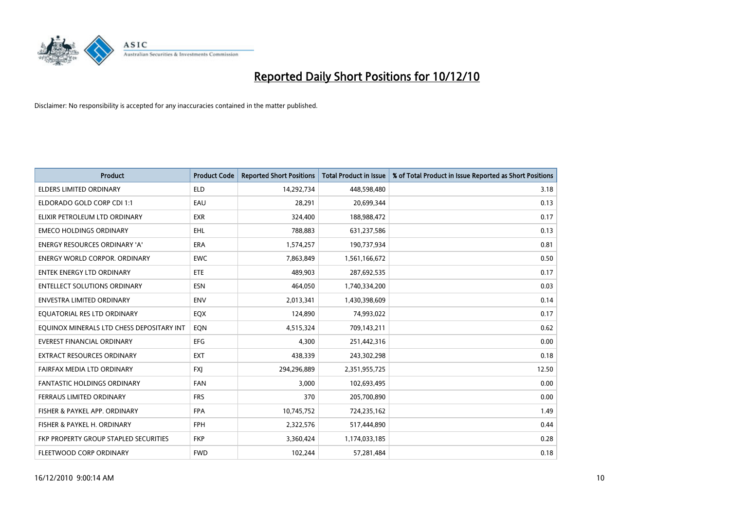# Reported Daily Short Positions for 10/12/10

Disclaimer: No responsibility is accepted for any inaccuracies contained in the matter published.

| Product | Product Code | Reported Short Positions | Total Product in Issue | % of Total Product in Issue Reported as Short Positions |
|---|---|---|---|---|
| ELDERS LIMITED ORDINARY | ELD | 14,292,734 | 448,598,480 | 3.18 |
| ELDORADO GOLD CORP CDI 1:1 | EAU | 28,291 | 20,699,344 | 0.13 |
| ELIXIR PETROLEUM LTD ORDINARY | EXR | 324,400 | 188,988,472 | 0.17 |
| EMECO HOLDINGS ORDINARY | EHL | 788,883 | 631,237,586 | 0.13 |
| ENERGY RESOURCES ORDINARY 'A' | ERA | 1,574,257 | 190,737,934 | 0.81 |
| ENERGY WORLD CORPOR. ORDINARY | EWC | 7,863,849 | 1,561,166,672 | 0.50 |
| ENTEK ENERGY LTD ORDINARY | ETE | 489,903 | 287,692,535 | 0.17 |
| ENTELLECT SOLUTIONS ORDINARY | ESN | 464,050 | 1,740,334,200 | 0.03 |
| ENVESTRA LIMITED ORDINARY | ENV | 2,013,341 | 1,430,398,609 | 0.14 |
| EQUATORIAL RES LTD ORDINARY | EQX | 124,890 | 74,993,022 | 0.17 |
| EQUINOX MINERALS LTD CHESS DEPOSITARY INT | EQN | 4,515,324 | 709,143,211 | 0.62 |
| EVEREST FINANCIAL ORDINARY | EFG | 4,300 | 251,442,316 | 0.00 |
| EXTRACT RESOURCES ORDINARY | EXT | 438,339 | 243,302,298 | 0.18 |
| FAIRFAX MEDIA LTD ORDINARY | FXJ | 294,296,889 | 2,351,955,725 | 12.50 |
| FANTASTIC HOLDINGS ORDINARY | FAN | 3,000 | 102,693,495 | 0.00 |
| FERRAUS LIMITED ORDINARY | FRS | 370 | 205,700,890 | 0.00 |
| FISHER & PAYKEL APP. ORDINARY | FPA | 10,745,752 | 724,235,162 | 1.49 |
| FISHER & PAYKEL H. ORDINARY | FPH | 2,322,576 | 517,444,890 | 0.44 |
| FKP PROPERTY GROUP STAPLED SECURITIES | FKP | 3,360,424 | 1,174,033,185 | 0.28 |
| FLEETWOOD CORP ORDINARY | FWD | 102,244 | 57,281,484 | 0.18 |

16/12/2010 9:00:14 AM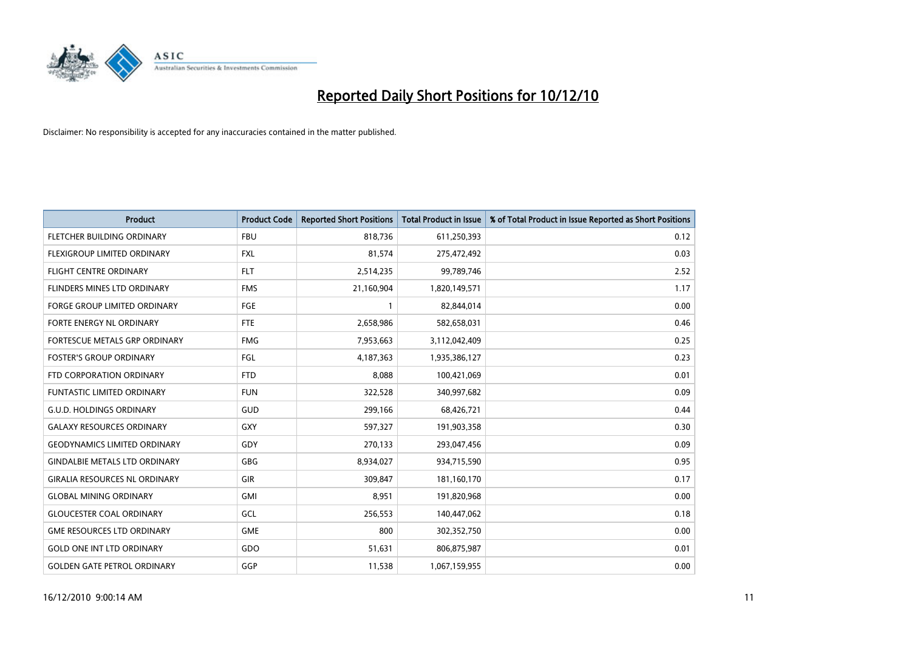# Reported Daily Short Positions for 10/12/10

Disclaimer: No responsibility is accepted for any inaccuracies contained in the matter published.

| Product | Product Code | Reported Short Positions | Total Product in Issue | % of Total Product in Issue Reported as Short Positions |
|---|---|---|---|---|
| FLETCHER BUILDING ORDINARY | FBU | 818,736 | 611,250,393 | 0.12 |
| FLEXIGROUP LIMITED ORDINARY | FXL | 81,574 | 275,472,492 | 0.03 |
| FLIGHT CENTRE ORDINARY | FLT | 2,514,235 | 99,789,746 | 2.52 |
| FLINDERS MINES LTD ORDINARY | FMS | 21,160,904 | 1,820,149,571 | 1.17 |
| FORGE GROUP LIMITED ORDINARY | FGE | 1 | 82,844,014 | 0.00 |
| FORTE ENERGY NL ORDINARY | FTE | 2,658,986 | 582,658,031 | 0.46 |
| FORTESCUE METALS GRP ORDINARY | FMG | 7,953,663 | 3,112,042,409 | 0.25 |
| FOSTER'S GROUP ORDINARY | FGL | 4,187,363 | 1,935,386,127 | 0.23 |
| FTD CORPORATION ORDINARY | FTD | 8,088 | 100,421,069 | 0.01 |
| FUNTASTIC LIMITED ORDINARY | FUN | 322,528 | 340,997,682 | 0.09 |
| G.U.D. HOLDINGS ORDINARY | GUD | 299,166 | 68,426,721 | 0.44 |
| GALAXY RESOURCES ORDINARY | GXY | 597,327 | 191,903,358 | 0.30 |
| GEODYNAMICS LIMITED ORDINARY | GDY | 270,133 | 293,047,456 | 0.09 |
| GINDALBIE METALS LTD ORDINARY | GBG | 8,934,027 | 934,715,590 | 0.95 |
| GIRALIA RESOURCES NL ORDINARY | GIR | 309,847 | 181,160,170 | 0.17 |
| GLOBAL MINING ORDINARY | GMI | 8,951 | 191,820,968 | 0.00 |
| GLOUCESTER COAL ORDINARY | GCL | 256,553 | 140,447,062 | 0.18 |
| GME RESOURCES LTD ORDINARY | GME | 800 | 302,352,750 | 0.00 |
| GOLD ONE INT LTD ORDINARY | GDO | 51,631 | 806,875,987 | 0.01 |
| GOLDEN GATE PETROL ORDINARY | GGP | 11,538 | 1,067,159,955 | 0.00 |

16/12/2010 9:00:14 AM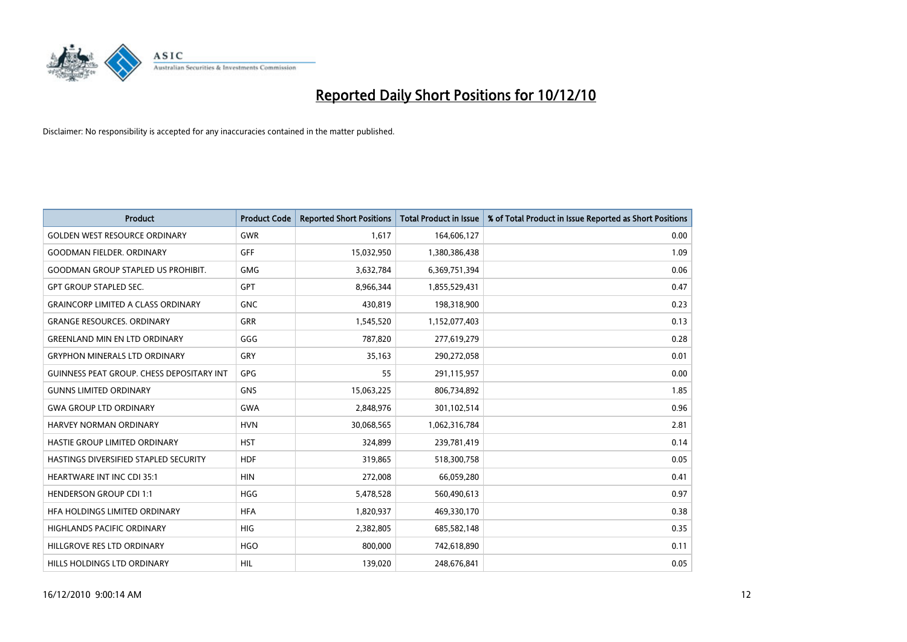# Reported Daily Short Positions for 10/12/10

Disclaimer: No responsibility is accepted for any inaccuracies contained in the matter published.

| Product | Product Code | Reported Short Positions | Total Product in Issue | % of Total Product in Issue Reported as Short Positions |
|---|---|---|---|---|
| GOLDEN WEST RESOURCE ORDINARY | GWR | 1,617 | 164,606,127 | 0.00 |
| GOODMAN FIELDER. ORDINARY | GFF | 15,032,950 | 1,380,386,438 | 1.09 |
| GOODMAN GROUP STAPLED US PROHIBIT. | GMG | 3,632,784 | 6,369,751,394 | 0.06 |
| GPT GROUP STAPLED SEC. | GPT | 8,966,344 | 1,855,529,431 | 0.47 |
| GRAINCORP LIMITED A CLASS ORDINARY | GNC | 430,819 | 198,318,900 | 0.23 |
| GRANGE RESOURCES. ORDINARY | GRR | 1,545,520 | 1,152,077,403 | 0.13 |
| GREENLAND MIN EN LTD ORDINARY | GGG | 787,820 | 277,619,279 | 0.28 |
| GRYPHON MINERALS LTD ORDINARY | GRY | 35,163 | 290,272,058 | 0.01 |
| GUINNESS PEAT GROUP. CHESS DEPOSITARY INT | GPG | 55 | 291,115,957 | 0.00 |
| GUNNS LIMITED ORDINARY | GNS | 15,063,225 | 806,734,892 | 1.85 |
| GWA GROUP LTD ORDINARY | GWA | 2,848,976 | 301,102,514 | 0.96 |
| HARVEY NORMAN ORDINARY | HVN | 30,068,565 | 1,062,316,784 | 2.81 |
| HASTIE GROUP LIMITED ORDINARY | HST | 324,899 | 239,781,419 | 0.14 |
| HASTINGS DIVERSIFIED STAPLED SECURITY | HDF | 319,865 | 518,300,758 | 0.05 |
| HEARTWARE INT INC CDI 35:1 | HIN | 272,008 | 66,059,280 | 0.41 |
| HENDERSON GROUP CDI 1:1 | HGG | 5,478,528 | 560,490,613 | 0.97 |
| HFA HOLDINGS LIMITED ORDINARY | HFA | 1,820,937 | 469,330,170 | 0.38 |
| HIGHLANDS PACIFIC ORDINARY | HIG | 2,382,805 | 685,582,148 | 0.35 |
| HILLGROVE RES LTD ORDINARY | HGO | 800,000 | 742,618,890 | 0.11 |
| HILLS HOLDINGS LTD ORDINARY | HIL | 139,020 | 248,676,841 | 0.05 |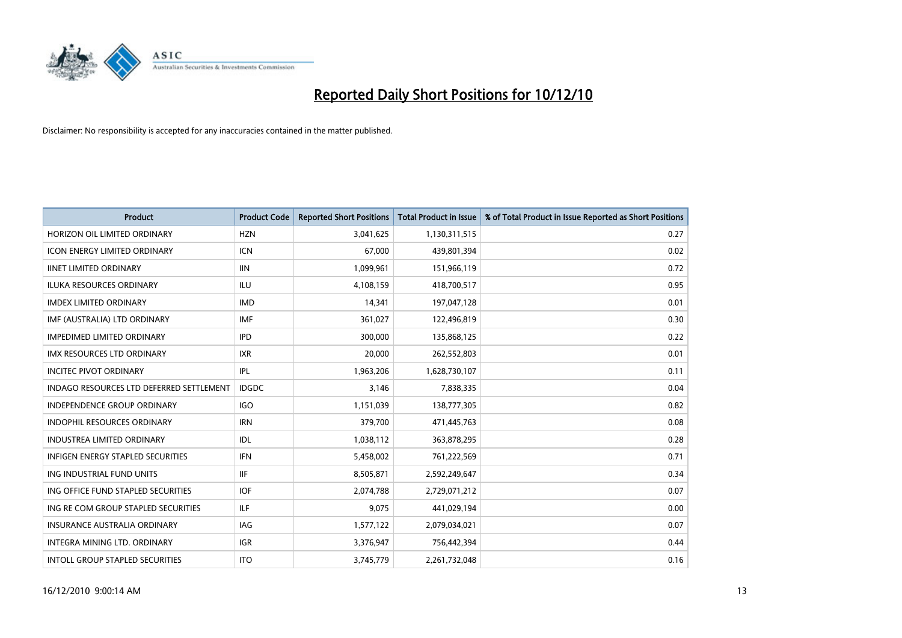# Reported Daily Short Positions for 10/12/10

Disclaimer: No responsibility is accepted for any inaccuracies contained in the matter published.

| Product | Product Code | Reported Short Positions | Total Product in Issue | % of Total Product in Issue Reported as Short Positions |
|---|---|---|---|---|
| HORIZON OIL LIMITED ORDINARY | HZN | 3,041,625 | 1,130,311,515 | 0.27 |
| ICON ENERGY LIMITED ORDINARY | ICN | 67,000 | 439,801,394 | 0.02 |
| IINET LIMITED ORDINARY | IIN | 1,099,961 | 151,966,119 | 0.72 |
| ILUKA RESOURCES ORDINARY | ILU | 4,108,159 | 418,700,517 | 0.95 |
| IMDEX LIMITED ORDINARY | IMD | 14,341 | 197,047,128 | 0.01 |
| IMF (AUSTRALIA) LTD ORDINARY | IMF | 361,027 | 122,496,819 | 0.30 |
| IMPEDIMED LIMITED ORDINARY | IPD | 300,000 | 135,868,125 | 0.22 |
| IMX RESOURCES LTD ORDINARY | IXR | 20,000 | 262,552,803 | 0.01 |
| INCITEC PIVOT ORDINARY | IPL | 1,963,206 | 1,628,730,107 | 0.11 |
| INDAGO RESOURCES LTD DEFERRED SETTLEMENT | IDGDC | 3,146 | 7,838,335 | 0.04 |
| INDEPENDENCE GROUP ORDINARY | IGO | 1,151,039 | 138,777,305 | 0.82 |
| INDOPHIL RESOURCES ORDINARY | IRN | 379,700 | 471,445,763 | 0.08 |
| INDUSTREA LIMITED ORDINARY | IDL | 1,038,112 | 363,878,295 | 0.28 |
| INFIGEN ENERGY STAPLED SECURITIES | IFN | 5,458,002 | 761,222,569 | 0.71 |
| ING INDUSTRIAL FUND UNITS | IIF | 8,505,871 | 2,592,249,647 | 0.34 |
| ING OFFICE FUND STAPLED SECURITIES | IOF | 2,074,788 | 2,729,071,212 | 0.07 |
| ING RE COM GROUP STAPLED SECURITIES | ILF | 9,075 | 441,029,194 | 0.00 |
| INSURANCE AUSTRALIA ORDINARY | IAG | 1,577,122 | 2,079,034,021 | 0.07 |
| INTEGRA MINING LTD. ORDINARY | IGR | 3,376,947 | 756,442,394 | 0.44 |
| INTOLL GROUP STAPLED SECURITIES | ITO | 3,745,779 | 2,261,732,048 | 0.16 |

16/12/2010 9:00:14 AM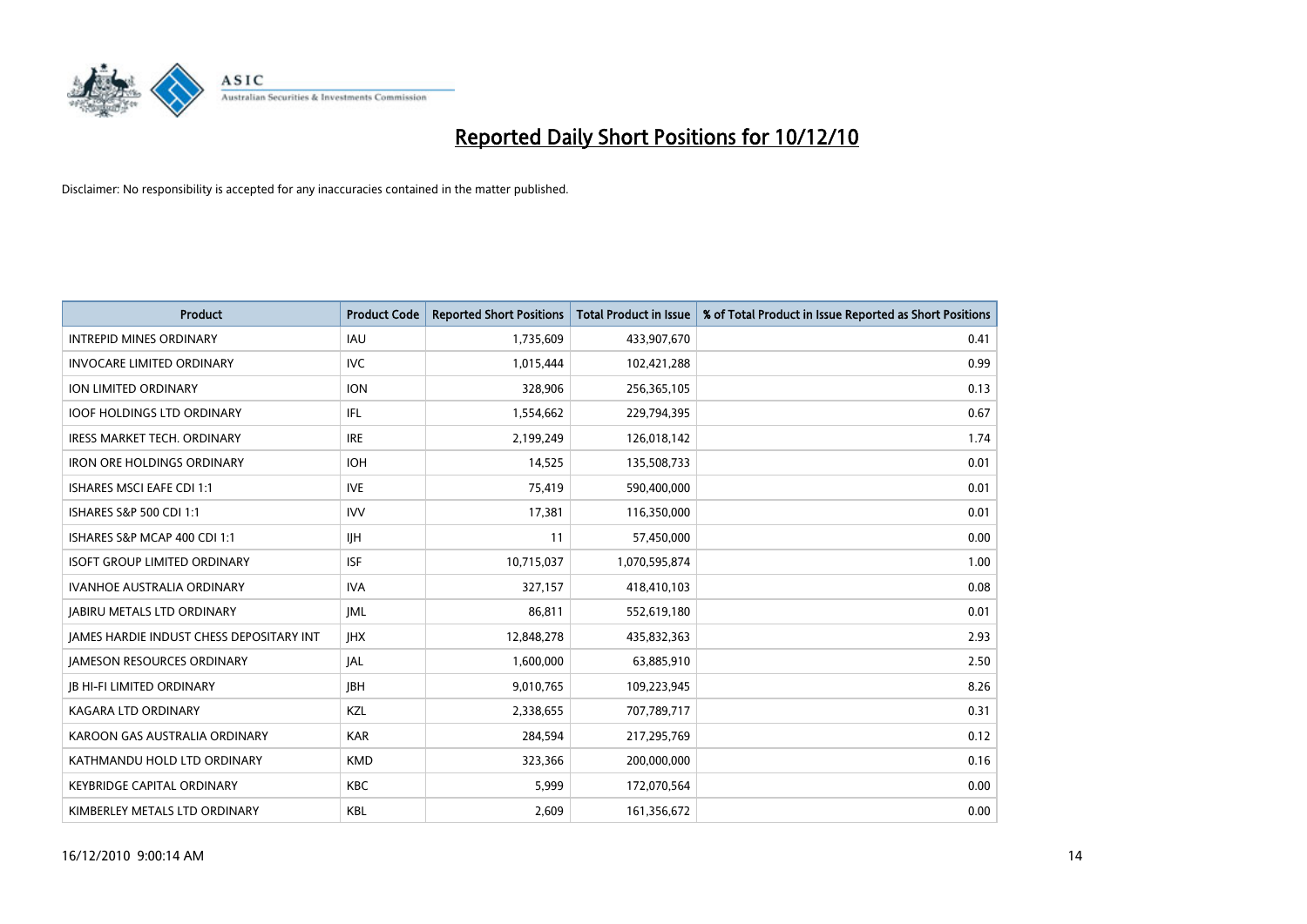# Reported Daily Short Positions for 10/12/10

Disclaimer: No responsibility is accepted for any inaccuracies contained in the matter published.

| Product | Product Code | Reported Short Positions | Total Product in Issue | % of Total Product in Issue Reported as Short Positions |
|---|---|---|---|---|
| INTREPID MINES ORDINARY | IAU | 1,735,609 | 433,907,670 | 0.41 |
| INVOCARE LIMITED ORDINARY | IVC | 1,015,444 | 102,421,288 | 0.99 |
| ION LIMITED ORDINARY | ION | 328,906 | 256,365,105 | 0.13 |
| IOOF HOLDINGS LTD ORDINARY | IFL | 1,554,662 | 229,794,395 | 0.67 |
| IRESS MARKET TECH. ORDINARY | IRE | 2,199,249 | 126,018,142 | 1.74 |
| IRON ORE HOLDINGS ORDINARY | IOH | 14,525 | 135,508,733 | 0.01 |
| ISHARES MSCI EAFE CDI 1:1 | IVE | 75,419 | 590,400,000 | 0.01 |
| ISHARES S&P 500 CDI 1:1 | IVV | 17,381 | 116,350,000 | 0.01 |
| ISHARES S&P MCAP 400 CDI 1:1 | IJH | 11 | 57,450,000 | 0.00 |
| ISOFT GROUP LIMITED ORDINARY | ISF | 10,715,037 | 1,070,595,874 | 1.00 |
| IVANHOE AUSTRALIA ORDINARY | IVA | 327,157 | 418,410,103 | 0.08 |
| JABIRU METALS LTD ORDINARY | JML | 86,811 | 552,619,180 | 0.01 |
| JAMES HARDIE INDUST CHESS DEPOSITARY INT | JHX | 12,848,278 | 435,832,363 | 2.93 |
| JAMESON RESOURCES ORDINARY | JAL | 1,600,000 | 63,885,910 | 2.50 |
| JB HI-FI LIMITED ORDINARY | JBH | 9,010,765 | 109,223,945 | 8.26 |
| KAGARA LTD ORDINARY | KZL | 2,338,655 | 707,789,717 | 0.31 |
| KAROON GAS AUSTRALIA ORDINARY | KAR | 284,594 | 217,295,769 | 0.12 |
| KATHMANDU HOLD LTD ORDINARY | KMD | 323,366 | 200,000,000 | 0.16 |
| KEYBRIDGE CAPITAL ORDINARY | KBC | 5,999 | 172,070,564 | 0.00 |
| KIMBERLEY METALS LTD ORDINARY | KBL | 2,609 | 161,356,672 | 0.00 |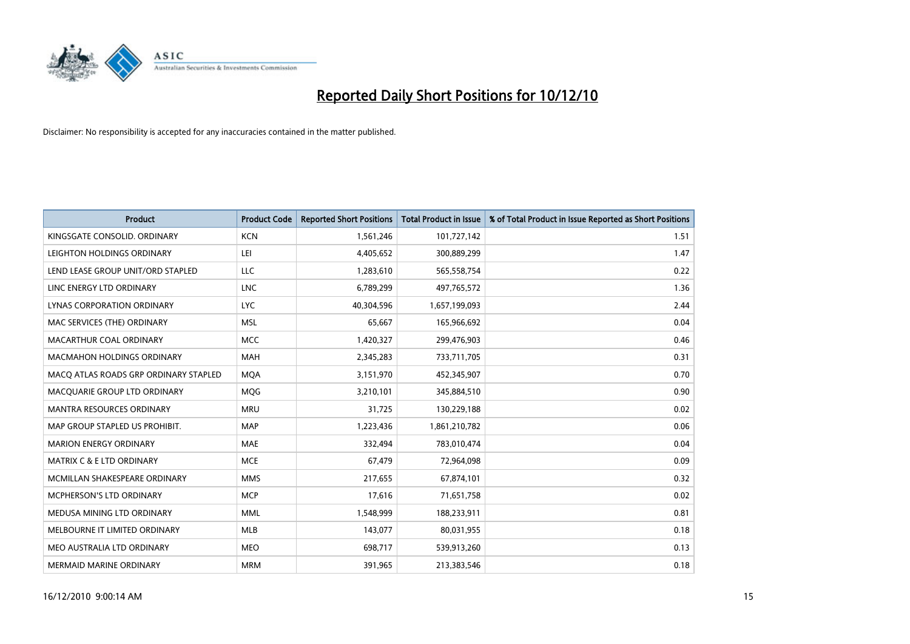# Reported Daily Short Positions for 10/12/10

Disclaimer: No responsibility is accepted for any inaccuracies contained in the matter published.

| Product | Product Code | Reported Short Positions | Total Product in Issue | % of Total Product in Issue Reported as Short Positions |
|---|---|---|---|---|
| KINGSGATE CONSOLID. ORDINARY | KCN | 1,561,246 | 101,727,142 | 1.51 |
| LEIGHTON HOLDINGS ORDINARY | LEI | 4,405,652 | 300,889,299 | 1.47 |
| LEND LEASE GROUP UNIT/ORD STAPLED | LLC | 1,283,610 | 565,558,754 | 0.22 |
| LINC ENERGY LTD ORDINARY | LNC | 6,789,299 | 497,765,572 | 1.36 |
| LYNAS CORPORATION ORDINARY | LYC | 40,304,596 | 1,657,199,093 | 2.44 |
| MAC SERVICES (THE) ORDINARY | MSL | 65,667 | 165,966,692 | 0.04 |
| MACARTHUR COAL ORDINARY | MCC | 1,420,327 | 299,476,903 | 0.46 |
| MACMAHON HOLDINGS ORDINARY | MAH | 2,345,283 | 733,711,705 | 0.31 |
| MACQ ATLAS ROADS GRP ORDINARY STAPLED | MQA | 3,151,970 | 452,345,907 | 0.70 |
| MACQUARIE GROUP LTD ORDINARY | MQG | 3,210,101 | 345,884,510 | 0.90 |
| MANTRA RESOURCES ORDINARY | MRU | 31,725 | 130,229,188 | 0.02 |
| MAP GROUP STAPLED US PROHIBIT. | MAP | 1,223,436 | 1,861,210,782 | 0.06 |
| MARION ENERGY ORDINARY | MAE | 332,494 | 783,010,474 | 0.04 |
| MATRIX C & E LTD ORDINARY | MCE | 67,479 | 72,964,098 | 0.09 |
| MCMILLAN SHAKESPEARE ORDINARY | MMS | 217,655 | 67,874,101 | 0.32 |
| MCPHERSON'S LTD ORDINARY | MCP | 17,616 | 71,651,758 | 0.02 |
| MEDUSA MINING LTD ORDINARY | MML | 1,548,999 | 188,233,911 | 0.81 |
| MELBOURNE IT LIMITED ORDINARY | MLB | 143,077 | 80,031,955 | 0.18 |
| MEO AUSTRALIA LTD ORDINARY | MEO | 698,717 | 539,913,260 | 0.13 |
| MERMAID MARINE ORDINARY | MRM | 391,965 | 213,383,546 | 0.18 |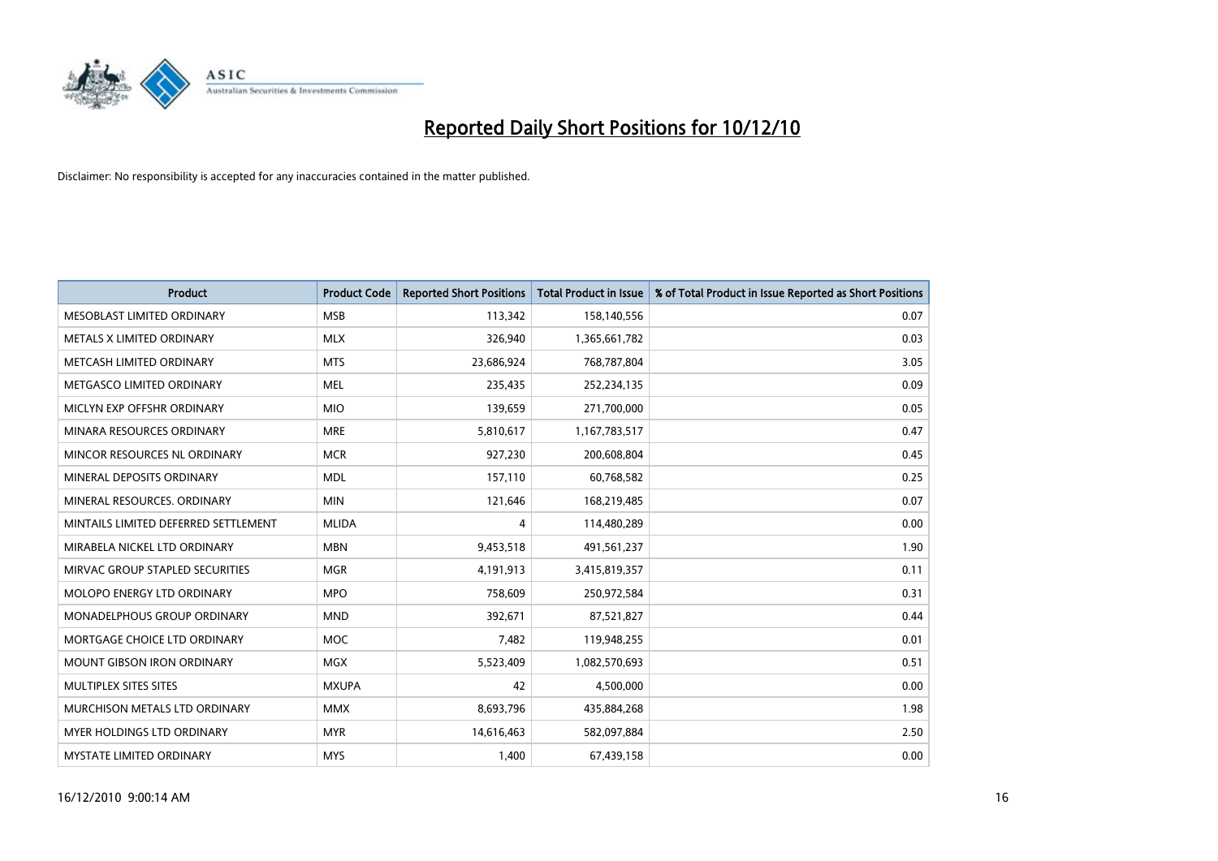# Reported Daily Short Positions for 10/12/10

Disclaimer: No responsibility is accepted for any inaccuracies contained in the matter published.

| Product | Product Code | Reported Short Positions | Total Product in Issue | % of Total Product in Issue Reported as Short Positions |
|---|---|---|---|---|
| MESOBLAST LIMITED ORDINARY | MSB | 113,342 | 158,140,556 | 0.07 |
| METALS X LIMITED ORDINARY | MLX | 326,940 | 1,365,661,782 | 0.03 |
| METCASH LIMITED ORDINARY | MTS | 23,686,924 | 768,787,804 | 3.05 |
| METGASCO LIMITED ORDINARY | MEL | 235,435 | 252,234,135 | 0.09 |
| MICLYN EXP OFFSHR ORDINARY | MIO | 139,659 | 271,700,000 | 0.05 |
| MINARA RESOURCES ORDINARY | MRE | 5,810,617 | 1,167,783,517 | 0.47 |
| MINCOR RESOURCES NL ORDINARY | MCR | 927,230 | 200,608,804 | 0.45 |
| MINERAL DEPOSITS ORDINARY | MDL | 157,110 | 60,768,582 | 0.25 |
| MINERAL RESOURCES. ORDINARY | MIN | 121,646 | 168,219,485 | 0.07 |
| MINTAILS LIMITED DEFERRED SETTLEMENT | MLIDA | 4 | 114,480,289 | 0.00 |
| MIRABELA NICKEL LTD ORDINARY | MBN | 9,453,518 | 491,561,237 | 1.90 |
| MIRVAC GROUP STAPLED SECURITIES | MGR | 4,191,913 | 3,415,819,357 | 0.11 |
| MOLOPO ENERGY LTD ORDINARY | MPO | 758,609 | 250,972,584 | 0.31 |
| MONADELPHOUS GROUP ORDINARY | MND | 392,671 | 87,521,827 | 0.44 |
| MORTGAGE CHOICE LTD ORDINARY | MOC | 7,482 | 119,948,255 | 0.01 |
| MOUNT GIBSON IRON ORDINARY | MGX | 5,523,409 | 1,082,570,693 | 0.51 |
| MULTIPLEX SITES SITES | MXUPA | 42 | 4,500,000 | 0.00 |
| MURCHISON METALS LTD ORDINARY | MMX | 8,693,796 | 435,884,268 | 1.98 |
| MYER HOLDINGS LTD ORDINARY | MYR | 14,616,463 | 582,097,884 | 2.50 |
| MYSTATE LIMITED ORDINARY | MYS | 1,400 | 67,439,158 | 0.00 |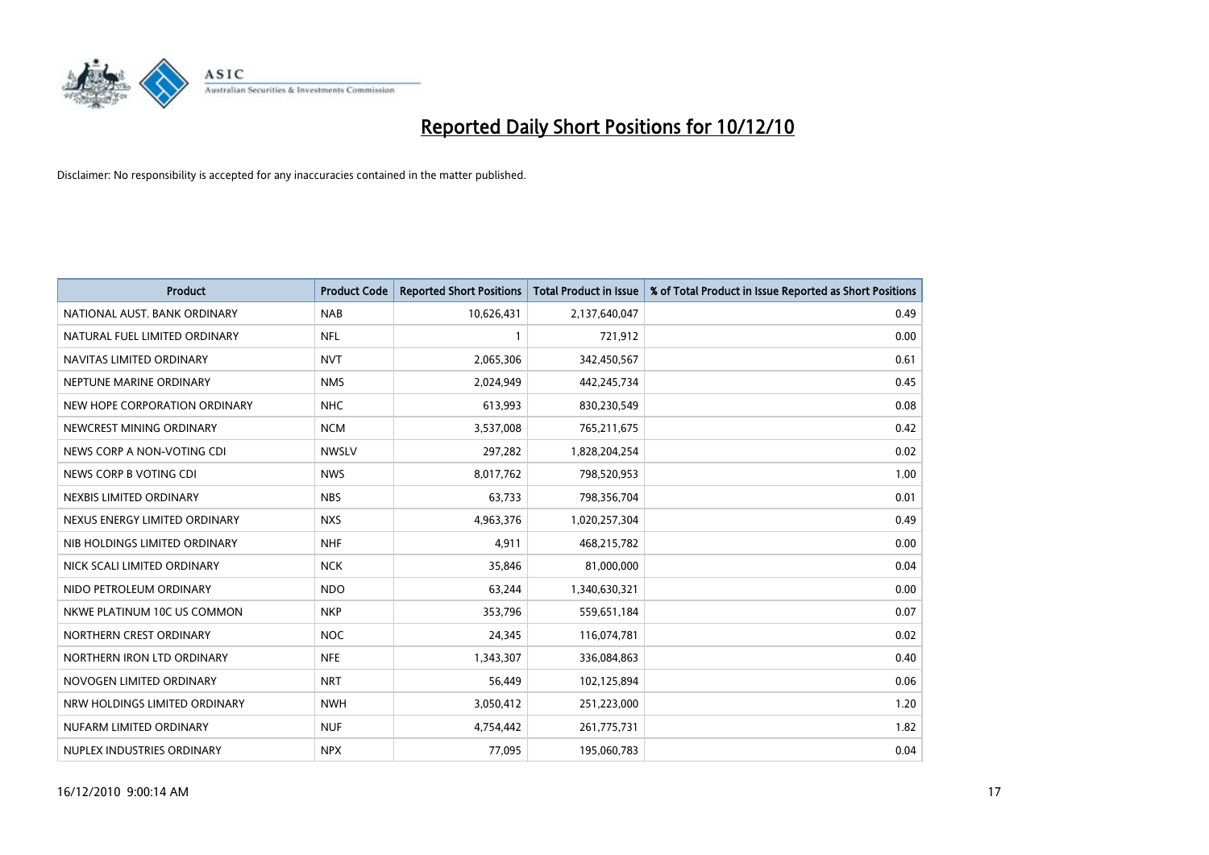# Reported Daily Short Positions for 10/12/10

Disclaimer: No responsibility is accepted for any inaccuracies contained in the matter published.

| Product | Product Code | Reported Short Positions | Total Product in Issue | % of Total Product in Issue Reported as Short Positions |
|---|---|---|---|---|
| NATIONAL AUST. BANK ORDINARY | NAB | 10,626,431 | 2,137,640,047 | 0.49 |
| NATURAL FUEL LIMITED ORDINARY | NFL | 1 | 721,912 | 0.00 |
| NAVITAS LIMITED ORDINARY | NVT | 2,065,306 | 342,450,567 | 0.61 |
| NEPTUNE MARINE ORDINARY | NMS | 2,024,949 | 442,245,734 | 0.45 |
| NEW HOPE CORPORATION ORDINARY | NHC | 613,993 | 830,230,549 | 0.08 |
| NEWCREST MINING ORDINARY | NCM | 3,537,008 | 765,211,675 | 0.42 |
| NEWS CORP A NON-VOTING CDI | NWSLV | 297,282 | 1,828,204,254 | 0.02 |
| NEWS CORP B VOTING CDI | NWS | 8,017,762 | 798,520,953 | 1.00 |
| NEXBIS LIMITED ORDINARY | NBS | 63,733 | 798,356,704 | 0.01 |
| NEXUS ENERGY LIMITED ORDINARY | NXS | 4,963,376 | 1,020,257,304 | 0.49 |
| NIB HOLDINGS LIMITED ORDINARY | NHF | 4,911 | 468,215,782 | 0.00 |
| NICK SCALI LIMITED ORDINARY | NCK | 35,846 | 81,000,000 | 0.04 |
| NIDO PETROLEUM ORDINARY | NDO | 63,244 | 1,340,630,321 | 0.00 |
| NKWE PLATINUM 10C US COMMON | NKP | 353,796 | 559,651,184 | 0.07 |
| NORTHERN CREST ORDINARY | NOC | 24,345 | 116,074,781 | 0.02 |
| NORTHERN IRON LTD ORDINARY | NFE | 1,343,307 | 336,084,863 | 0.40 |
| NOVOGEN LIMITED ORDINARY | NRT | 56,449 | 102,125,894 | 0.06 |
| NRW HOLDINGS LIMITED ORDINARY | NWH | 3,050,412 | 251,223,000 | 1.20 |
| NUFARM LIMITED ORDINARY | NUF | 4,754,442 | 261,775,731 | 1.82 |
| NUPLEX INDUSTRIES ORDINARY | NPX | 77,095 | 195,060,783 | 0.04 |

16/12/2010 9:00:14 AM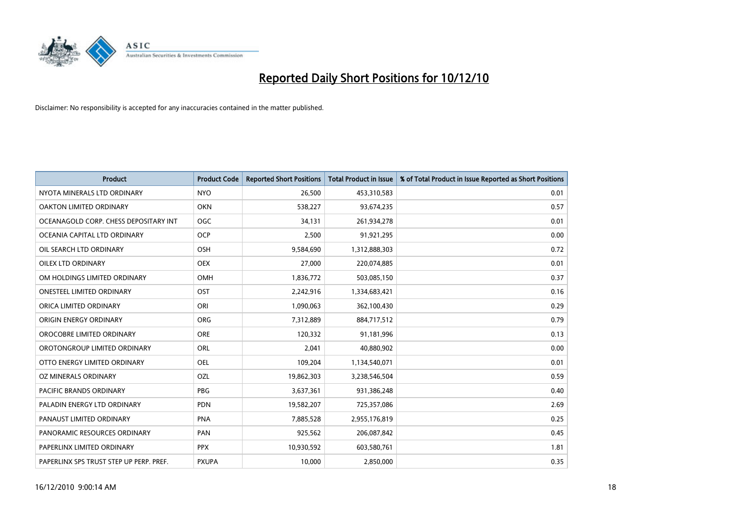# Reported Daily Short Positions for 10/12/10

Disclaimer: No responsibility is accepted for any inaccuracies contained in the matter published.

| Product | Product Code | Reported Short Positions | Total Product in Issue | % of Total Product in Issue Reported as Short Positions |
|---|---|---|---|---|
| NYOTA MINERALS LTD ORDINARY | NYO | 26,500 | 453,310,583 | 0.01 |
| OAKTON LIMITED ORDINARY | OKN | 538,227 | 93,674,235 | 0.57 |
| OCEANAGOLD CORP. CHESS DEPOSITARY INT | OGC | 34,131 | 261,934,278 | 0.01 |
| OCEANIA CAPITAL LTD ORDINARY | OCP | 2,500 | 91,921,295 | 0.00 |
| OIL SEARCH LTD ORDINARY | OSH | 9,584,690 | 1,312,888,303 | 0.72 |
| OILEX LTD ORDINARY | OEX | 27,000 | 220,074,885 | 0.01 |
| OM HOLDINGS LIMITED ORDINARY | OMH | 1,836,772 | 503,085,150 | 0.37 |
| ONESTEEL LIMITED ORDINARY | OST | 2,242,916 | 1,334,683,421 | 0.16 |
| ORICA LIMITED ORDINARY | ORI | 1,090,063 | 362,100,430 | 0.29 |
| ORIGIN ENERGY ORDINARY | ORG | 7,312,889 | 884,717,512 | 0.79 |
| OROCOBRE LIMITED ORDINARY | ORE | 120,332 | 91,181,996 | 0.13 |
| OROTONGROUP LIMITED ORDINARY | ORL | 2,041 | 40,880,902 | 0.00 |
| OTTO ENERGY LIMITED ORDINARY | OEL | 109,204 | 1,134,540,071 | 0.01 |
| OZ MINERALS ORDINARY | OZL | 19,862,303 | 3,238,546,504 | 0.59 |
| PACIFIC BRANDS ORDINARY | PBG | 3,637,361 | 931,386,248 | 0.40 |
| PALADIN ENERGY LTD ORDINARY | PDN | 19,582,207 | 725,357,086 | 2.69 |
| PANAUST LIMITED ORDINARY | PNA | 7,885,528 | 2,955,176,819 | 0.25 |
| PANORAMIC RESOURCES ORDINARY | PAN | 925,562 | 206,087,842 | 0.45 |
| PAPERLINX LIMITED ORDINARY | PPX | 10,930,592 | 603,580,761 | 1.81 |
| PAPERLINX SPS TRUST STEP UP PERP. PREF. | PXUPA | 10,000 | 2,850,000 | 0.35 |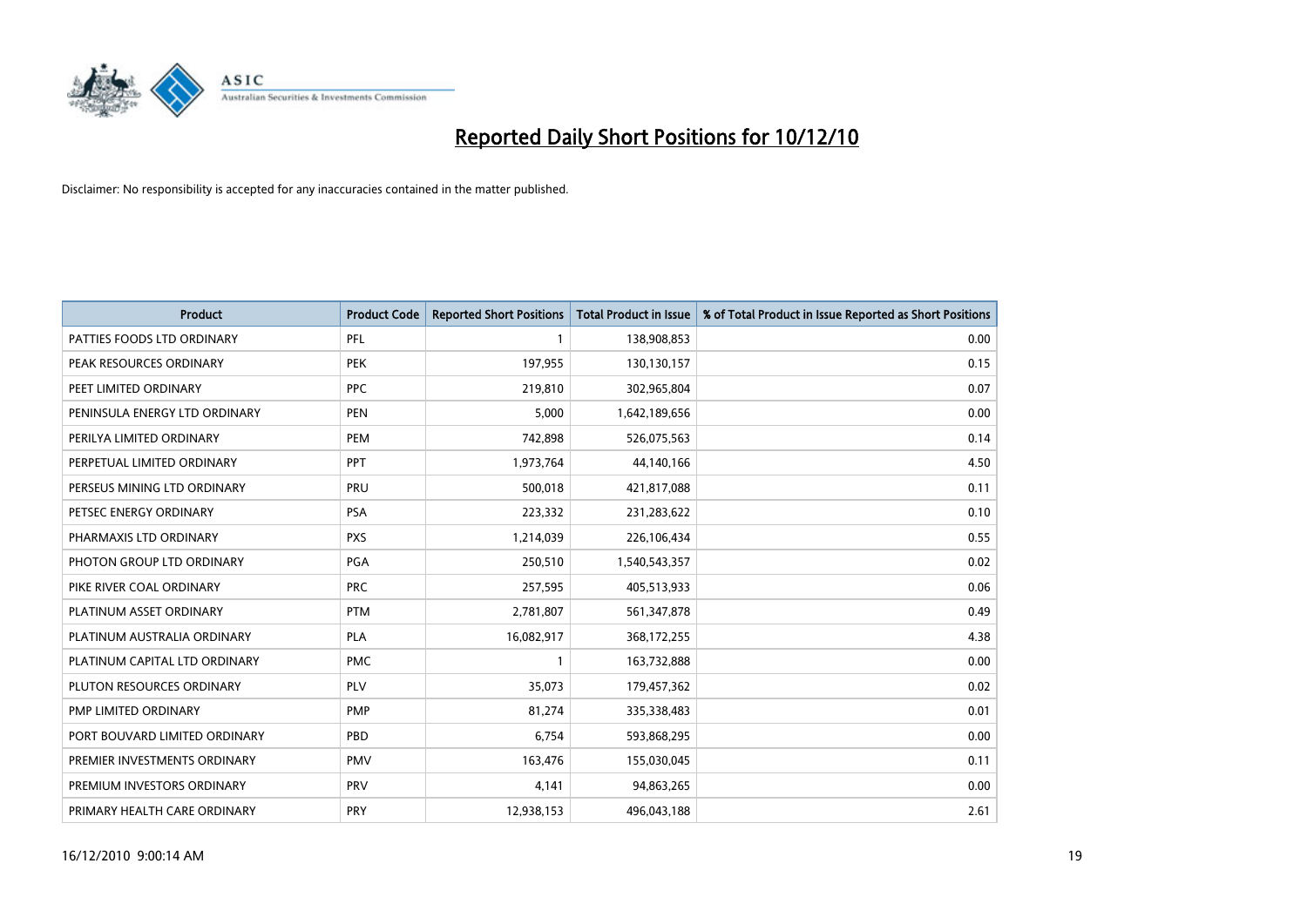# Reported Daily Short Positions for 10/12/10

Disclaimer: No responsibility is accepted for any inaccuracies contained in the matter published.

| Product | Product Code | Reported Short Positions | Total Product in Issue | % of Total Product in Issue Reported as Short Positions |
|---|---|---|---|---|
| PATTIES FOODS LTD ORDINARY | PFL | 1 | 138,908,853 | 0.00 |
| PEAK RESOURCES ORDINARY | PEK | 197,955 | 130,130,157 | 0.15 |
| PEET LIMITED ORDINARY | PPC | 219,810 | 302,965,804 | 0.07 |
| PENINSULA ENERGY LTD ORDINARY | PEN | 5,000 | 1,642,189,656 | 0.00 |
| PERILYA LIMITED ORDINARY | PEM | 742,898 | 526,075,563 | 0.14 |
| PERPETUAL LIMITED ORDINARY | PPT | 1,973,764 | 44,140,166 | 4.50 |
| PERSEUS MINING LTD ORDINARY | PRU | 500,018 | 421,817,088 | 0.11 |
| PETSEC ENERGY ORDINARY | PSA | 223,332 | 231,283,622 | 0.10 |
| PHARMAXIS LTD ORDINARY | PXS | 1,214,039 | 226,106,434 | 0.55 |
| PHOTON GROUP LTD ORDINARY | PGA | 250,510 | 1,540,543,357 | 0.02 |
| PIKE RIVER COAL ORDINARY | PRC | 257,595 | 405,513,933 | 0.06 |
| PLATINUM ASSET ORDINARY | PTM | 2,781,807 | 561,347,878 | 0.49 |
| PLATINUM AUSTRALIA ORDINARY | PLA | 16,082,917 | 368,172,255 | 4.38 |
| PLATINUM CAPITAL LTD ORDINARY | PMC | 1 | 163,732,888 | 0.00 |
| PLUTON RESOURCES ORDINARY | PLV | 35,073 | 179,457,362 | 0.02 |
| PMP LIMITED ORDINARY | PMP | 81,274 | 335,338,483 | 0.01 |
| PORT BOUVARD LIMITED ORDINARY | PBD | 6,754 | 593,868,295 | 0.00 |
| PREMIER INVESTMENTS ORDINARY | PMV | 163,476 | 155,030,045 | 0.11 |
| PREMIUM INVESTORS ORDINARY | PRV | 4,141 | 94,863,265 | 0.00 |
| PRIMARY HEALTH CARE ORDINARY | PRY | 12,938,153 | 496,043,188 | 2.61 |

16/12/2010 9:00:14 AM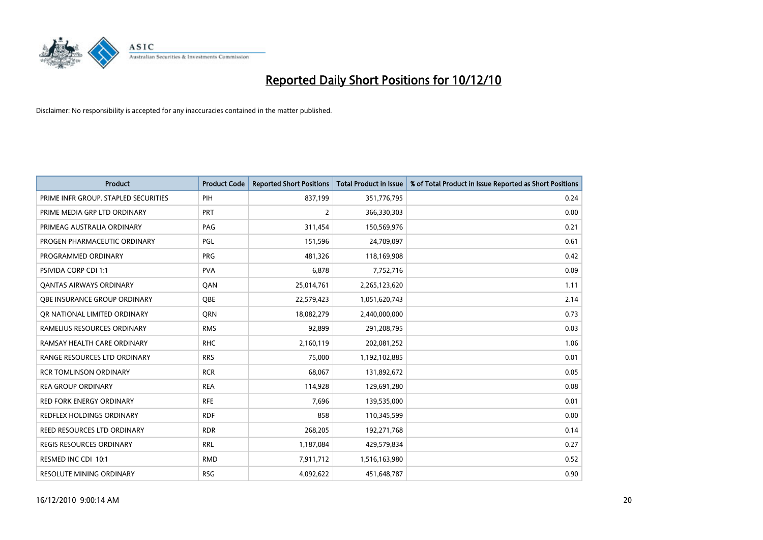# Reported Daily Short Positions for 10/12/10

Disclaimer: No responsibility is accepted for any inaccuracies contained in the matter published.

| Product | Product Code | Reported Short Positions | Total Product in Issue | % of Total Product in Issue Reported as Short Positions |
|---|---|---|---|---|
| PRIME INFR GROUP. STAPLED SECURITIES | PIH | 837,199 | 351,776,795 | 0.24 |
| PRIME MEDIA GRP LTD ORDINARY | PRT | 2 | 366,330,303 | 0.00 |
| PRIMEAG AUSTRALIA ORDINARY | PAG | 311,454 | 150,569,976 | 0.21 |
| PROGEN PHARMACEUTIC ORDINARY | PGL | 151,596 | 24,709,097 | 0.61 |
| PROGRAMMED ORDINARY | PRG | 481,326 | 118,169,908 | 0.42 |
| PSIVIDA CORP CDI 1:1 | PVA | 6,878 | 7,752,716 | 0.09 |
| QANTAS AIRWAYS ORDINARY | QAN | 25,014,761 | 2,265,123,620 | 1.11 |
| QBE INSURANCE GROUP ORDINARY | QBE | 22,579,423 | 1,051,620,743 | 2.14 |
| QR NATIONAL LIMITED ORDINARY | QRN | 18,082,279 | 2,440,000,000 | 0.73 |
| RAMELIUS RESOURCES ORDINARY | RMS | 92,899 | 291,208,795 | 0.03 |
| RAMSAY HEALTH CARE ORDINARY | RHC | 2,160,119 | 202,081,252 | 1.06 |
| RANGE RESOURCES LTD ORDINARY | RRS | 75,000 | 1,192,102,885 | 0.01 |
| RCR TOMLINSON ORDINARY | RCR | 68,067 | 131,892,672 | 0.05 |
| REA GROUP ORDINARY | REA | 114,928 | 129,691,280 | 0.08 |
| RED FORK ENERGY ORDINARY | RFE | 7,696 | 139,535,000 | 0.01 |
| REDFLEX HOLDINGS ORDINARY | RDF | 858 | 110,345,599 | 0.00 |
| REED RESOURCES LTD ORDINARY | RDR | 268,205 | 192,271,768 | 0.14 |
| REGIS RESOURCES ORDINARY | RRL | 1,187,084 | 429,579,834 | 0.27 |
| RESMED INC CDI 10:1 | RMD | 7,911,712 | 1,516,163,980 | 0.52 |
| RESOLUTE MINING ORDINARY | RSG | 4,092,622 | 451,648,787 | 0.90 |

16/12/2010 9:00:14 AM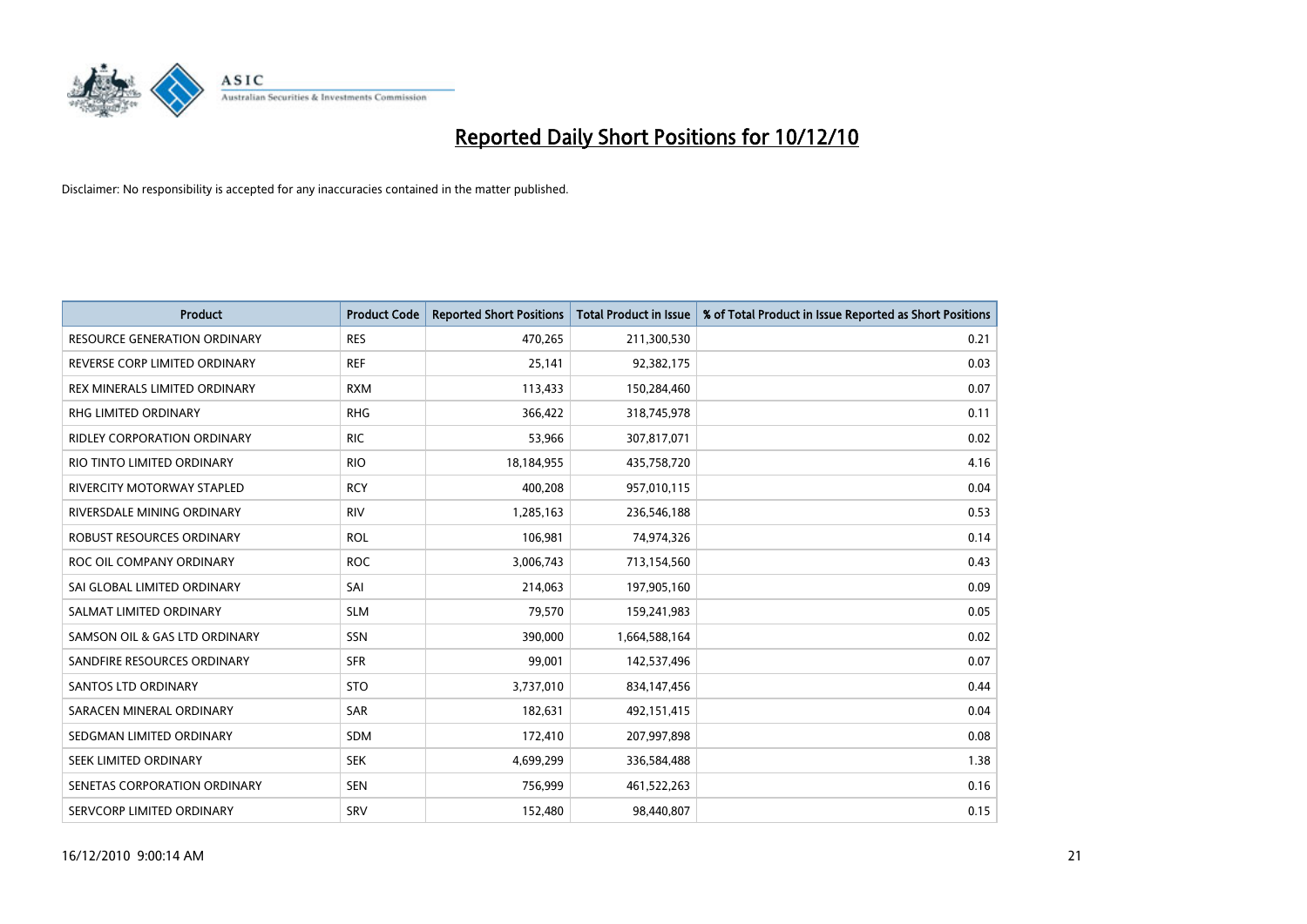# Reported Daily Short Positions for 10/12/10

Disclaimer: No responsibility is accepted for any inaccuracies contained in the matter published.

| Product | Product Code | Reported Short Positions | Total Product in Issue | % of Total Product in Issue Reported as Short Positions |
|---|---|---|---|---|
| RESOURCE GENERATION ORDINARY | RES | 470,265 | 211,300,530 | 0.21 |
| REVERSE CORP LIMITED ORDINARY | REF | 25,141 | 92,382,175 | 0.03 |
| REX MINERALS LIMITED ORDINARY | RXM | 113,433 | 150,284,460 | 0.07 |
| RHG LIMITED ORDINARY | RHG | 366,422 | 318,745,978 | 0.11 |
| RIDLEY CORPORATION ORDINARY | RIC | 53,966 | 307,817,071 | 0.02 |
| RIO TINTO LIMITED ORDINARY | RIO | 18,184,955 | 435,758,720 | 4.16 |
| RIVERCITY MOTORWAY STAPLED | RCY | 400,208 | 957,010,115 | 0.04 |
| RIVERSDALE MINING ORDINARY | RIV | 1,285,163 | 236,546,188 | 0.53 |
| ROBUST RESOURCES ORDINARY | ROL | 106,981 | 74,974,326 | 0.14 |
| ROC OIL COMPANY ORDINARY | ROC | 3,006,743 | 713,154,560 | 0.43 |
| SAI GLOBAL LIMITED ORDINARY | SAI | 214,063 | 197,905,160 | 0.09 |
| SALMAT LIMITED ORDINARY | SLM | 79,570 | 159,241,983 | 0.05 |
| SAMSON OIL & GAS LTD ORDINARY | SSN | 390,000 | 1,664,588,164 | 0.02 |
| SANDFIRE RESOURCES ORDINARY | SFR | 99,001 | 142,537,496 | 0.07 |
| SANTOS LTD ORDINARY | STO | 3,737,010 | 834,147,456 | 0.44 |
| SARACEN MINERAL ORDINARY | SAR | 182,631 | 492,151,415 | 0.04 |
| SEDGMAN LIMITED ORDINARY | SDM | 172,410 | 207,997,898 | 0.08 |
| SEEK LIMITED ORDINARY | SEK | 4,699,299 | 336,584,488 | 1.38 |
| SENETAS CORPORATION ORDINARY | SEN | 756,999 | 461,522,263 | 0.16 |
| SERVCORP LIMITED ORDINARY | SRV | 152,480 | 98,440,807 | 0.15 |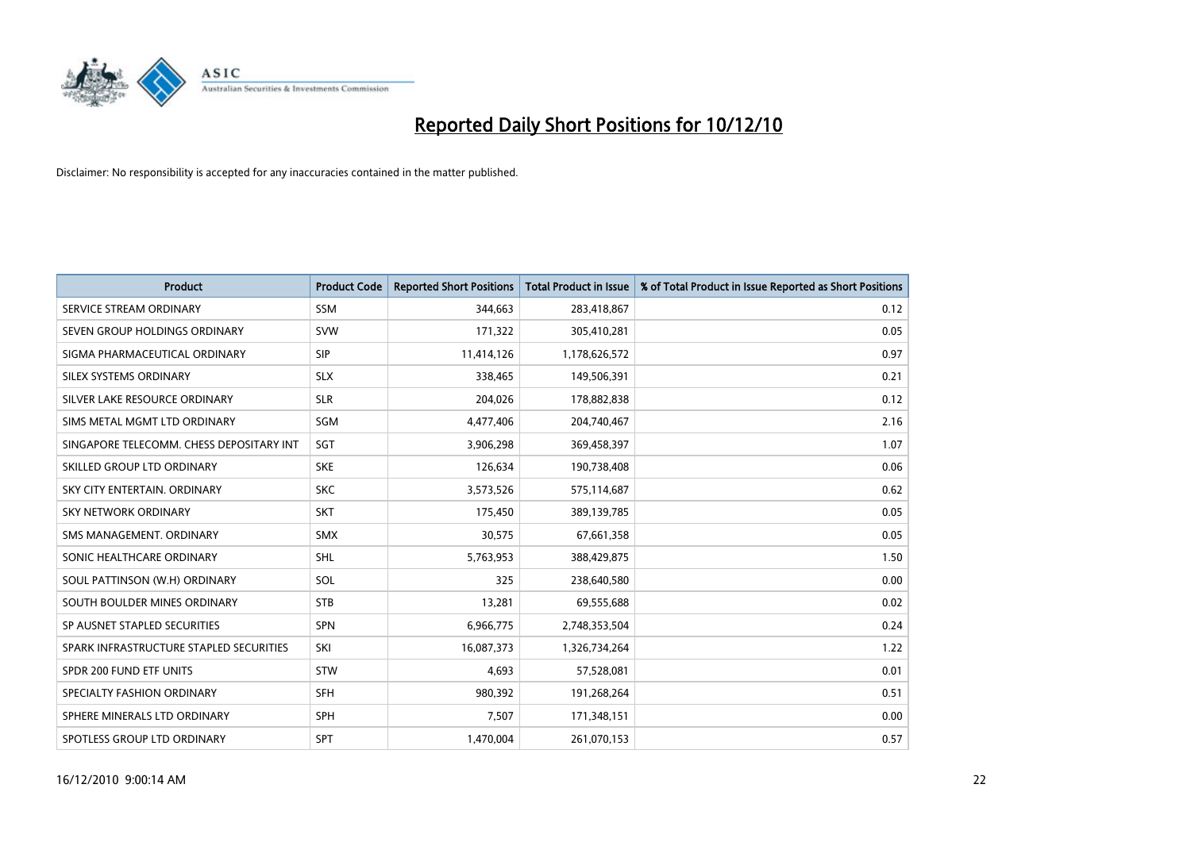# Reported Daily Short Positions for 10/12/10

Disclaimer: No responsibility is accepted for any inaccuracies contained in the matter published.

| Product | Product Code | Reported Short Positions | Total Product in Issue | % of Total Product in Issue Reported as Short Positions |
|---|---|---|---|---|
| SERVICE STREAM ORDINARY | SSM | 344,663 | 283,418,867 | 0.12 |
| SEVEN GROUP HOLDINGS ORDINARY | SVW | 171,322 | 305,410,281 | 0.05 |
| SIGMA PHARMACEUTICAL ORDINARY | SIP | 11,414,126 | 1,178,626,572 | 0.97 |
| SILEX SYSTEMS ORDINARY | SLX | 338,465 | 149,506,391 | 0.21 |
| SILVER LAKE RESOURCE ORDINARY | SLR | 204,026 | 178,882,838 | 0.12 |
| SIMS METAL MGMT LTD ORDINARY | SGM | 4,477,406 | 204,740,467 | 2.16 |
| SINGAPORE TELECOMM. CHESS DEPOSITARY INT | SGT | 3,906,298 | 369,458,397 | 1.07 |
| SKILLED GROUP LTD ORDINARY | SKE | 126,634 | 190,738,408 | 0.06 |
| SKY CITY ENTERTAIN. ORDINARY | SKC | 3,573,526 | 575,114,687 | 0.62 |
| SKY NETWORK ORDINARY | SKT | 175,450 | 389,139,785 | 0.05 |
| SMS MANAGEMENT. ORDINARY | SMX | 30,575 | 67,661,358 | 0.05 |
| SONIC HEALTHCARE ORDINARY | SHL | 5,763,953 | 388,429,875 | 1.50 |
| SOUL PATTINSON (W.H) ORDINARY | SOL | 325 | 238,640,580 | 0.00 |
| SOUTH BOULDER MINES ORDINARY | STB | 13,281 | 69,555,688 | 0.02 |
| SP AUSNET STAPLED SECURITIES | SPN | 6,966,775 | 2,748,353,504 | 0.24 |
| SPARK INFRASTRUCTURE STAPLED SECURITIES | SKI | 16,087,373 | 1,326,734,264 | 1.22 |
| SPDR 200 FUND ETF UNITS | STW | 4,693 | 57,528,081 | 0.01 |
| SPECIALTY FASHION ORDINARY | SFH | 980,392 | 191,268,264 | 0.51 |
| SPHERE MINERALS LTD ORDINARY | SPH | 7,507 | 171,348,151 | 0.00 |
| SPOTLESS GROUP LTD ORDINARY | SPT | 1,470,004 | 261,070,153 | 0.57 |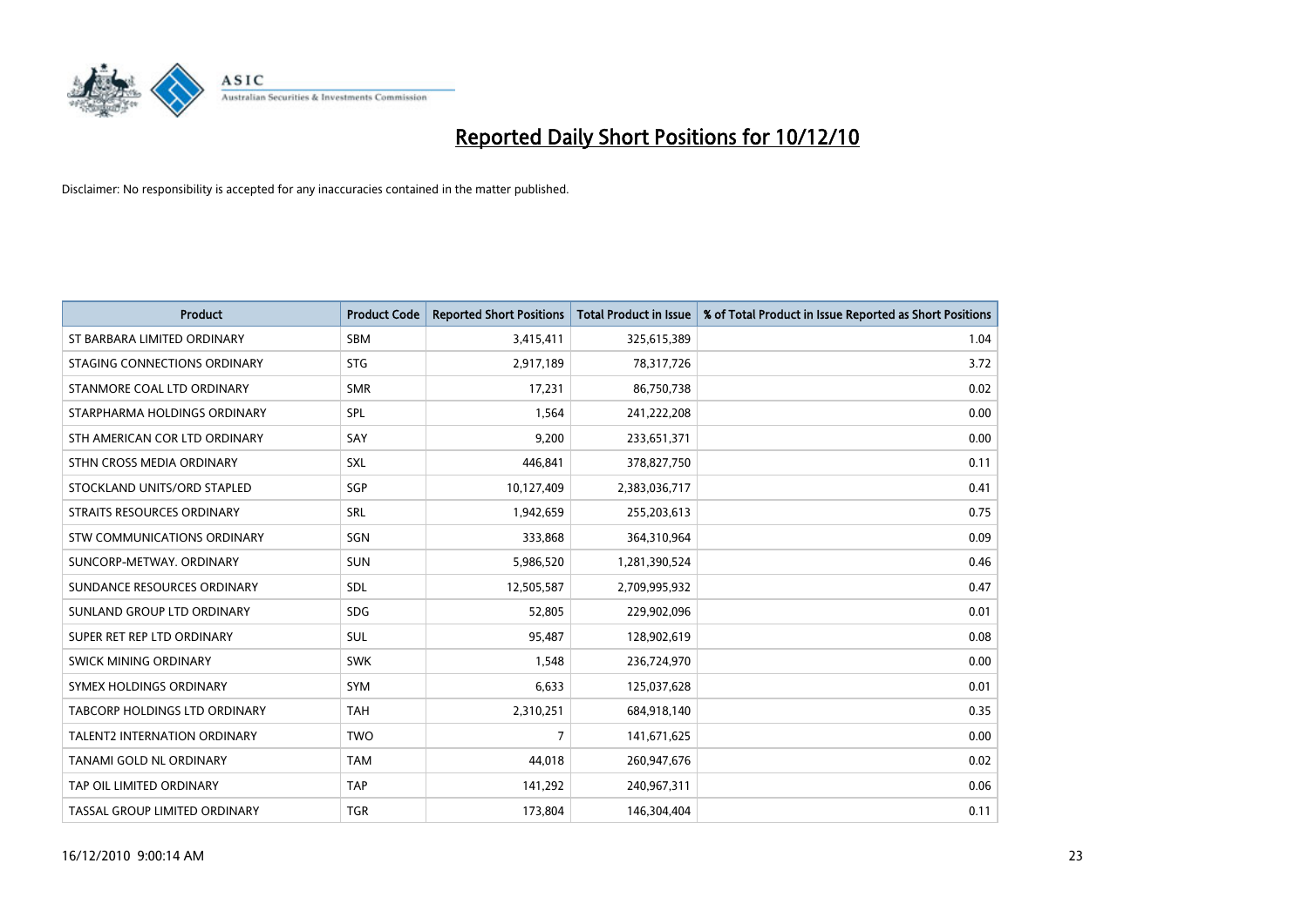# Reported Daily Short Positions for 10/12/10

Disclaimer: No responsibility is accepted for any inaccuracies contained in the matter published.

| Product | Product Code | Reported Short Positions | Total Product in Issue | % of Total Product in Issue Reported as Short Positions |
|---|---|---|---|---|
| ST BARBARA LIMITED ORDINARY | SBM | 3,415,411 | 325,615,389 | 1.04 |
| STAGING CONNECTIONS ORDINARY | STG | 2,917,189 | 78,317,726 | 3.72 |
| STANMORE COAL LTD ORDINARY | SMR | 17,231 | 86,750,738 | 0.02 |
| STARPHARMA HOLDINGS ORDINARY | SPL | 1,564 | 241,222,208 | 0.00 |
| STH AMERICAN COR LTD ORDINARY | SAY | 9,200 | 233,651,371 | 0.00 |
| STHN CROSS MEDIA ORDINARY | SXL | 446,841 | 378,827,750 | 0.11 |
| STOCKLAND UNITS/ORD STAPLED | SGP | 10,127,409 | 2,383,036,717 | 0.41 |
| STRAITS RESOURCES ORDINARY | SRL | 1,942,659 | 255,203,613 | 0.75 |
| STW COMMUNICATIONS ORDINARY | SGN | 333,868 | 364,310,964 | 0.09 |
| SUNCORP-METWAY. ORDINARY | SUN | 5,986,520 | 1,281,390,524 | 0.46 |
| SUNDANCE RESOURCES ORDINARY | SDL | 12,505,587 | 2,709,995,932 | 0.47 |
| SUNLAND GROUP LTD ORDINARY | SDG | 52,805 | 229,902,096 | 0.01 |
| SUPER RET REP LTD ORDINARY | SUL | 95,487 | 128,902,619 | 0.08 |
| SWICK MINING ORDINARY | SWK | 1,548 | 236,724,970 | 0.00 |
| SYMEX HOLDINGS ORDINARY | SYM | 6,633 | 125,037,628 | 0.01 |
| TABCORP HOLDINGS LTD ORDINARY | TAH | 2,310,251 | 684,918,140 | 0.35 |
| TALENT2 INTERNATION ORDINARY | TWO | 7 | 141,671,625 | 0.00 |
| TANAMI GOLD NL ORDINARY | TAM | 44,018 | 260,947,676 | 0.02 |
| TAP OIL LIMITED ORDINARY | TAP | 141,292 | 240,967,311 | 0.06 |
| TASSAL GROUP LIMITED ORDINARY | TGR | 173,804 | 146,304,404 | 0.11 |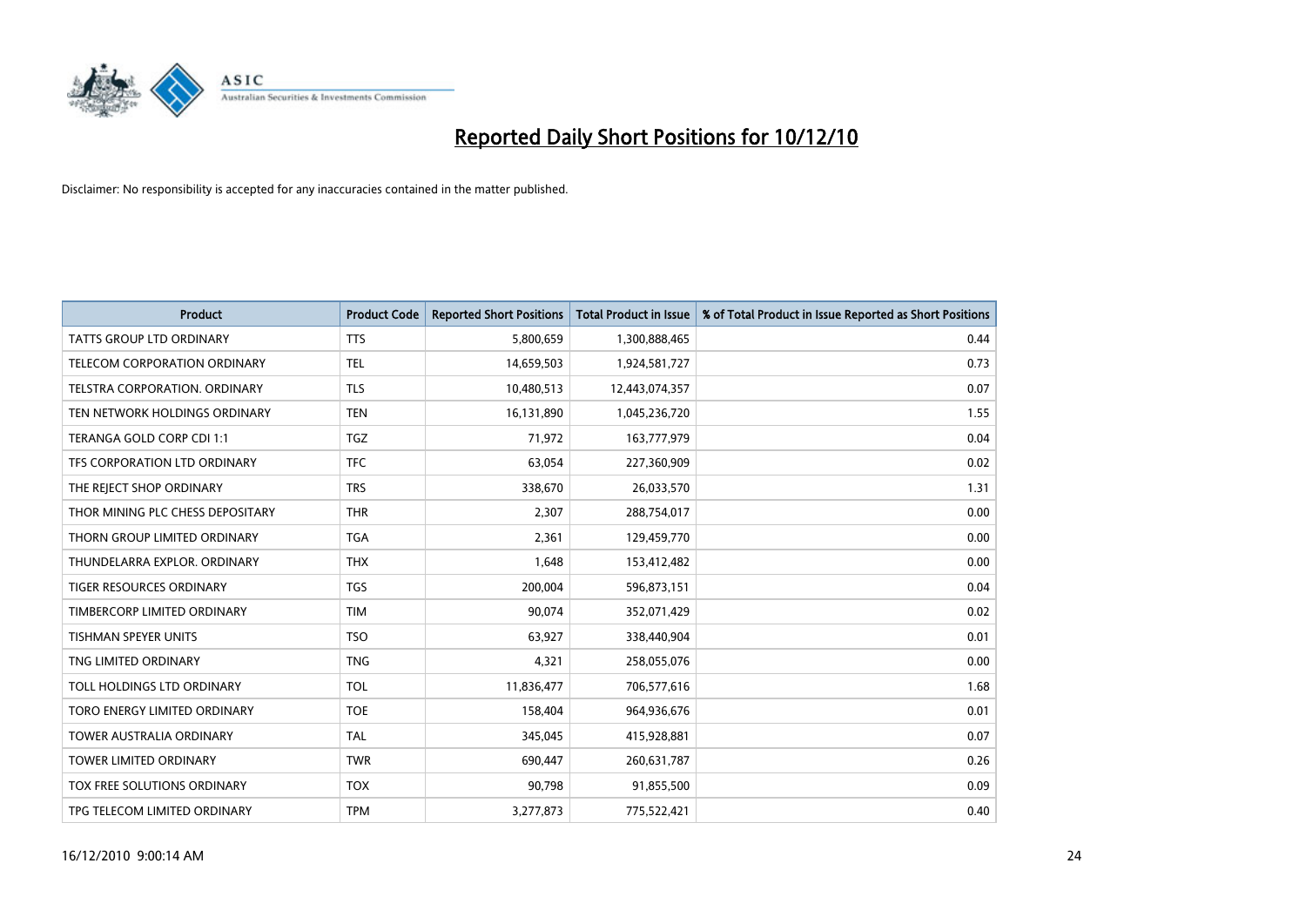# Reported Daily Short Positions for 10/12/10

Disclaimer: No responsibility is accepted for any inaccuracies contained in the matter published.

| Product | Product Code | Reported Short Positions | Total Product in Issue | % of Total Product in Issue Reported as Short Positions |
|---|---|---|---|---|
| TATTS GROUP LTD ORDINARY | TTS | 5,800,659 | 1,300,888,465 | 0.44 |
| TELECOM CORPORATION ORDINARY | TEL | 14,659,503 | 1,924,581,727 | 0.73 |
| TELSTRA CORPORATION. ORDINARY | TLS | 10,480,513 | 12,443,074,357 | 0.07 |
| TEN NETWORK HOLDINGS ORDINARY | TEN | 16,131,890 | 1,045,236,720 | 1.55 |
| TERANGA GOLD CORP CDI 1:1 | TGZ | 71,972 | 163,777,979 | 0.04 |
| TFS CORPORATION LTD ORDINARY | TFC | 63,054 | 227,360,909 | 0.02 |
| THE REJECT SHOP ORDINARY | TRS | 338,670 | 26,033,570 | 1.31 |
| THOR MINING PLC CHESS DEPOSITARY | THR | 2,307 | 288,754,017 | 0.00 |
| THORN GROUP LIMITED ORDINARY | TGA | 2,361 | 129,459,770 | 0.00 |
| THUNDELARRA EXPLOR. ORDINARY | THX | 1,648 | 153,412,482 | 0.00 |
| TIGER RESOURCES ORDINARY | TGS | 200,004 | 596,873,151 | 0.04 |
| TIMBERCORP LIMITED ORDINARY | TIM | 90,074 | 352,071,429 | 0.02 |
| TISHMAN SPEYER UNITS | TSO | 63,927 | 338,440,904 | 0.01 |
| TNG LIMITED ORDINARY | TNG | 4,321 | 258,055,076 | 0.00 |
| TOLL HOLDINGS LTD ORDINARY | TOL | 11,836,477 | 706,577,616 | 1.68 |
| TORO ENERGY LIMITED ORDINARY | TOE | 158,404 | 964,936,676 | 0.01 |
| TOWER AUSTRALIA ORDINARY | TAL | 345,045 | 415,928,881 | 0.07 |
| TOWER LIMITED ORDINARY | TWR | 690,447 | 260,631,787 | 0.26 |
| TOX FREE SOLUTIONS ORDINARY | TOX | 90,798 | 91,855,500 | 0.09 |
| TPG TELECOM LIMITED ORDINARY | TPM | 3,277,873 | 775,522,421 | 0.40 |

16/12/2010 9:00:14 AM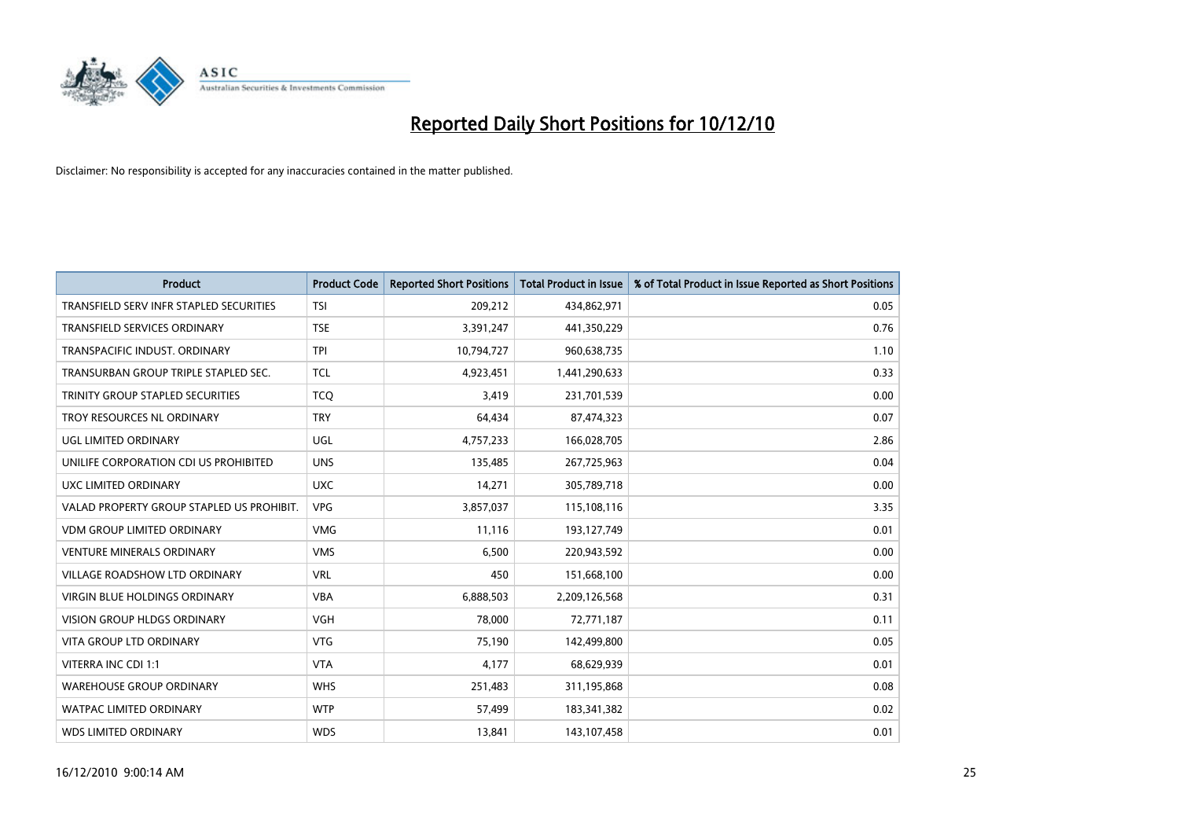# Reported Daily Short Positions for 10/12/10

Disclaimer: No responsibility is accepted for any inaccuracies contained in the matter published.

| Product | Product Code | Reported Short Positions | Total Product in Issue | % of Total Product in Issue Reported as Short Positions |
|---|---|---|---|---|
| TRANSFIELD SERV INFR STAPLED SECURITIES | TSI | 209,212 | 434,862,971 | 0.05 |
| TRANSFIELD SERVICES ORDINARY | TSE | 3,391,247 | 441,350,229 | 0.76 |
| TRANSPACIFIC INDUST. ORDINARY | TPI | 10,794,727 | 960,638,735 | 1.10 |
| TRANSURBAN GROUP TRIPLE STAPLED SEC. | TCL | 4,923,451 | 1,441,290,633 | 0.33 |
| TRINITY GROUP STAPLED SECURITIES | TCQ | 3,419 | 231,701,539 | 0.00 |
| TROY RESOURCES NL ORDINARY | TRY | 64,434 | 87,474,323 | 0.07 |
| UGL LIMITED ORDINARY | UGL | 4,757,233 | 166,028,705 | 2.86 |
| UNILIFE CORPORATION CDI US PROHIBITED | UNS | 135,485 | 267,725,963 | 0.04 |
| UXC LIMITED ORDINARY | UXC | 14,271 | 305,789,718 | 0.00 |
| VALAD PROPERTY GROUP STAPLED US PROHIBIT. | VPG | 3,857,037 | 115,108,116 | 3.35 |
| VDM GROUP LIMITED ORDINARY | VMG | 11,116 | 193,127,749 | 0.01 |
| VENTURE MINERALS ORDINARY | VMS | 6,500 | 220,943,592 | 0.00 |
| VILLAGE ROADSHOW LTD ORDINARY | VRL | 450 | 151,668,100 | 0.00 |
| VIRGIN BLUE HOLDINGS ORDINARY | VBA | 6,888,503 | 2,209,126,568 | 0.31 |
| VISION GROUP HLDGS ORDINARY | VGH | 78,000 | 72,771,187 | 0.11 |
| VITA GROUP LTD ORDINARY | VTG | 75,190 | 142,499,800 | 0.05 |
| VITERRA INC CDI 1:1 | VTA | 4,177 | 68,629,939 | 0.01 |
| WAREHOUSE GROUP ORDINARY | WHS | 251,483 | 311,195,868 | 0.08 |
| WATPAC LIMITED ORDINARY | WTP | 57,499 | 183,341,382 | 0.02 |
| WDS LIMITED ORDINARY | WDS | 13,841 | 143,107,458 | 0.01 |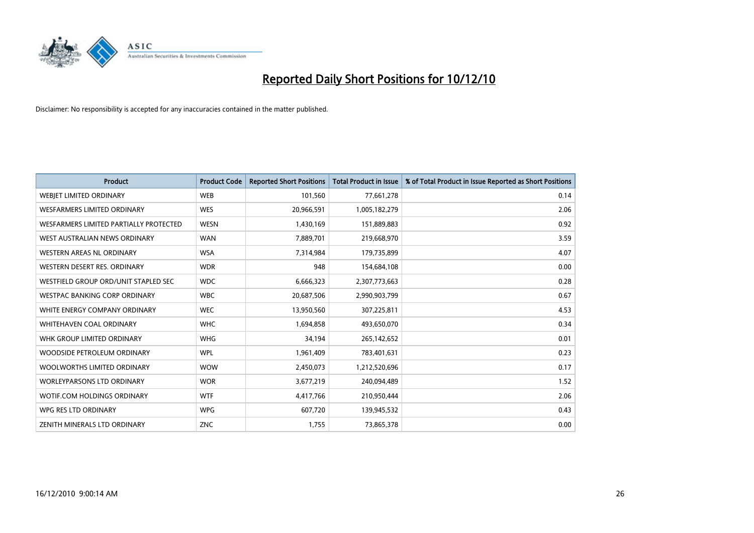# Reported Daily Short Positions for 10/12/10

Disclaimer: No responsibility is accepted for any inaccuracies contained in the matter published.

| Product | Product Code | Reported Short Positions | Total Product in Issue | % of Total Product in Issue Reported as Short Positions |
|---|---|---|---|---|
| WEBJET LIMITED ORDINARY | WEB | 101,560 | 77,661,278 | 0.14 |
| WESFARMERS LIMITED ORDINARY | WES | 20,966,591 | 1,005,182,279 | 2.06 |
| WESFARMERS LIMITED PARTIALLY PROTECTED | WESN | 1,430,169 | 151,889,883 | 0.92 |
| WEST AUSTRALIAN NEWS ORDINARY | WAN | 7,889,701 | 219,668,970 | 3.59 |
| WESTERN AREAS NL ORDINARY | WSA | 7,314,984 | 179,735,899 | 4.07 |
| WESTERN DESERT RES. ORDINARY | WDR | 948 | 154,684,108 | 0.00 |
| WESTFIELD GROUP ORD/UNIT STAPLED SEC | WDC | 6,666,323 | 2,307,773,663 | 0.28 |
| WESTPAC BANKING CORP ORDINARY | WBC | 20,687,506 | 2,990,903,799 | 0.67 |
| WHITE ENERGY COMPANY ORDINARY | WEC | 13,950,560 | 307,225,811 | 4.53 |
| WHITEHAVEN COAL ORDINARY | WHC | 1,694,858 | 493,650,070 | 0.34 |
| WHK GROUP LIMITED ORDINARY | WHG | 34,194 | 265,142,652 | 0.01 |
| WOODSIDE PETROLEUM ORDINARY | WPL | 1,961,409 | 783,401,631 | 0.23 |
| WOOLWORTHS LIMITED ORDINARY | WOW | 2,450,073 | 1,212,520,696 | 0.17 |
| WORLEYPARSONS LTD ORDINARY | WOR | 3,677,219 | 240,094,489 | 1.52 |
| WOTIF.COM HOLDINGS ORDINARY | WTF | 4,417,766 | 210,950,444 | 2.06 |
| WPG RES LTD ORDINARY | WPG | 607,720 | 139,945,532 | 0.43 |
| ZENITH MINERALS LTD ORDINARY | ZNC | 1,755 | 73,865,378 | 0.00 |